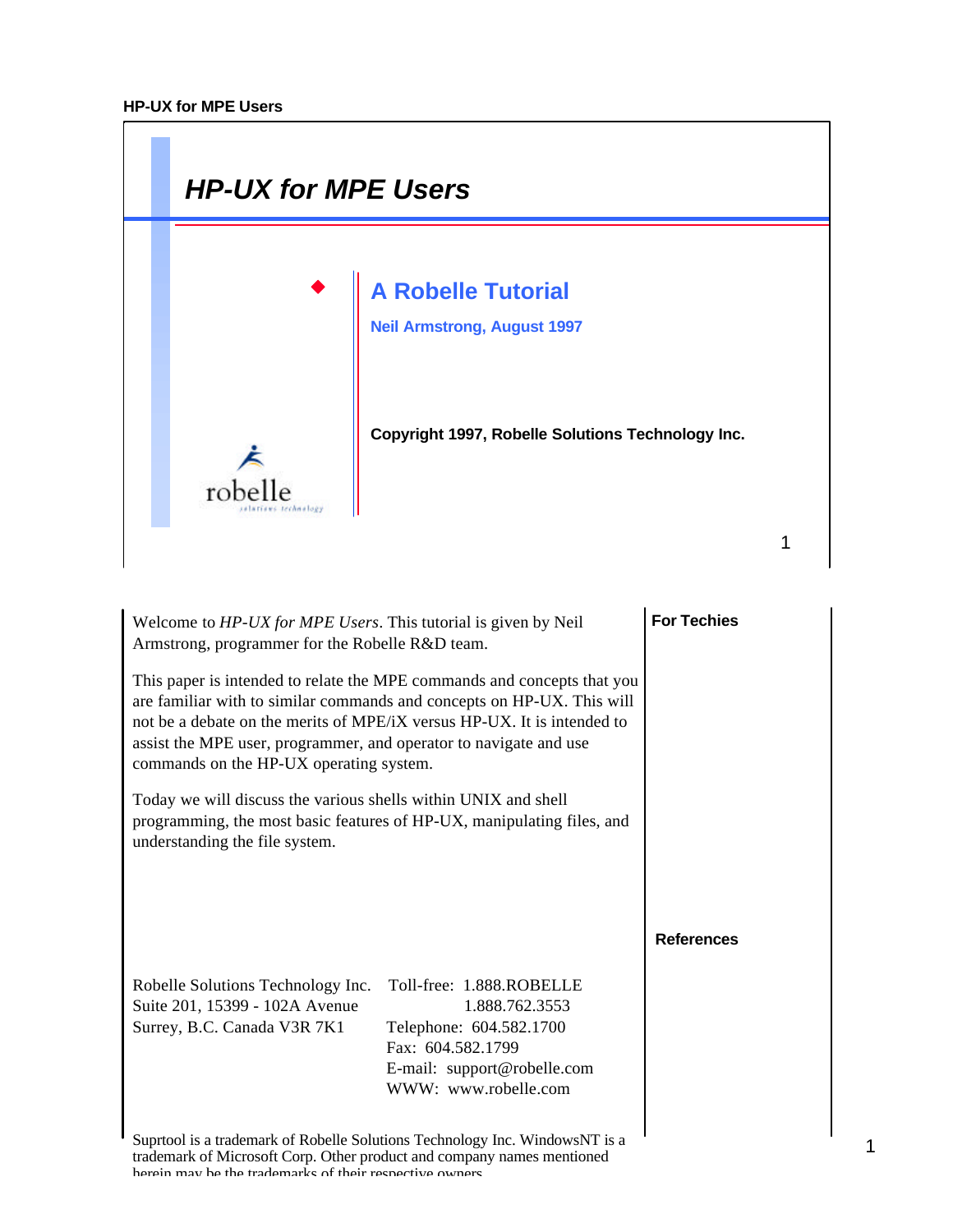# HP-UX for MPE Users

## A Robelle Tutorial

**Neil Armstrong, August 1997**

**Copyright 1997, Robelle Solutions Technology Inc.**

Welcome to *HP-UX for MPE Users*. This tutorial is given by Neil Armstrong, programmer for the Robelle R&D team.

This paper is intended to relate the MPE commands and concepts that you are familiar with to similar commands and concepts on HP-UX. This will not be a debate on the merits of MPE/iX versus HP-UX. It is intended to assist the MPE user, programmer, and operator to navigate and use commands on the HP-UX operating system.

Today we will discuss the various shells within UNIX and shell programming, the most basic features of HP-UX, manipulating files, and understanding the file system.

**For Techies**

**References**

Robelle Solutions Technology Inc.
Suite 201, 15399 - 102A Avenue
Surrey, B.C. Canada V3R 7K1

Toll-free: 1.888.ROBELLE
1.888.762.3553
Telephone: 604.582.1700
Fax: 604.582.1799
E-mail: support@robelle.com
WWW: www.robelle.com

Suprtool is a trademark of Robelle Solutions Technology Inc. WindowsNT is a trademark of Microsoft Corp. Other product and company names mentioned herein may be the trademarks of their respective owners.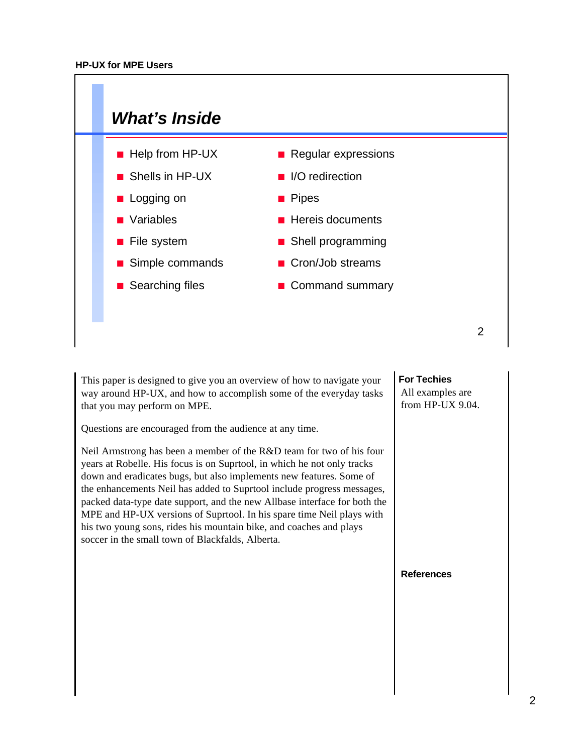## What's Inside

- Help from HP-UX
- Shells in HP-UX
- Logging on
- Variables
- File system
- Simple commands
- Searching files
- Regular expressions
- I/O redirection
- Pipes
- Hereis documents
- Shell programming
- Cron/Job streams
- Command summary

This paper is designed to give you an overview of how to navigate your way around HP-UX, and how to accomplish some of the everyday tasks that you may perform on MPE.

Questions are encouraged from the audience at any time.

Neil Armstrong has been a member of the R&D team for two of his four years at Robelle. His focus is on Suprtool, in which he not only tracks down and eradicates bugs, but also implements new features. Some of the enhancements Neil has added to Suprtool include progress messages, packed data-type date support, and the new Allbase interface for both the MPE and HP-UX versions of Suprtool. In his spare time Neil plays with his two young sons, rides his mountain bike, and coaches and plays soccer in the small town of Blackfalds, Alberta.

**For Techies**

All examples are from HP-UX 9.04.

**References**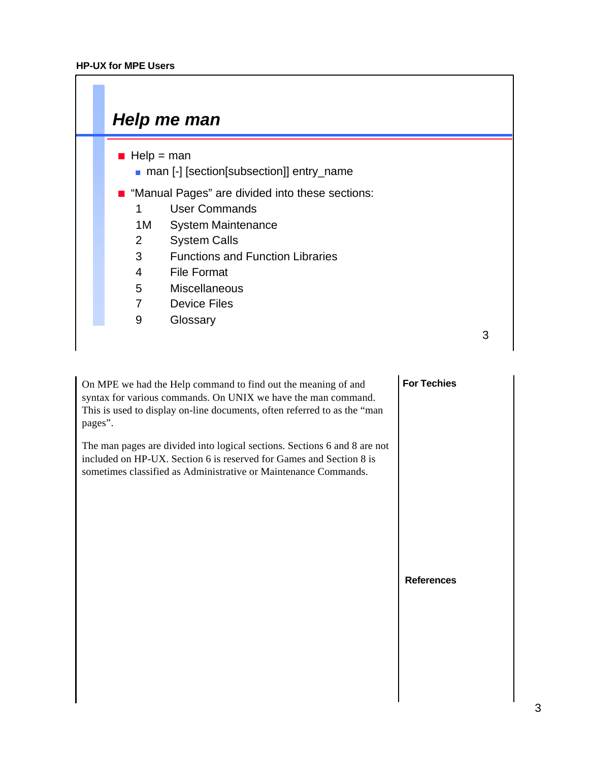## Help me man

- Help = man
  - man [-] [section[subsection]] entry_name
- "Manual Pages" are divided into these sections:

| | |
|---|---|
| 1 | User Commands |
| 1M | System Maintenance |
| 2 | System Calls |
| 3 | Functions and Function Libraries |
| 4 | File Format |
| 5 | Miscellaneous |
| 7 | Device Files |
| 9 | Glossary |

On MPE we had the Help command to find out the meaning of and syntax for various commands. On UNIX we have the man command. This is used to display on-line documents, often referred to as the "man pages".

The man pages are divided into logical sections. Sections 6 and 8 are not included on HP-UX. Section 6 is reserved for Games and Section 8 is sometimes classified as Administrative or Maintenance Commands.

**For Techies**

**References**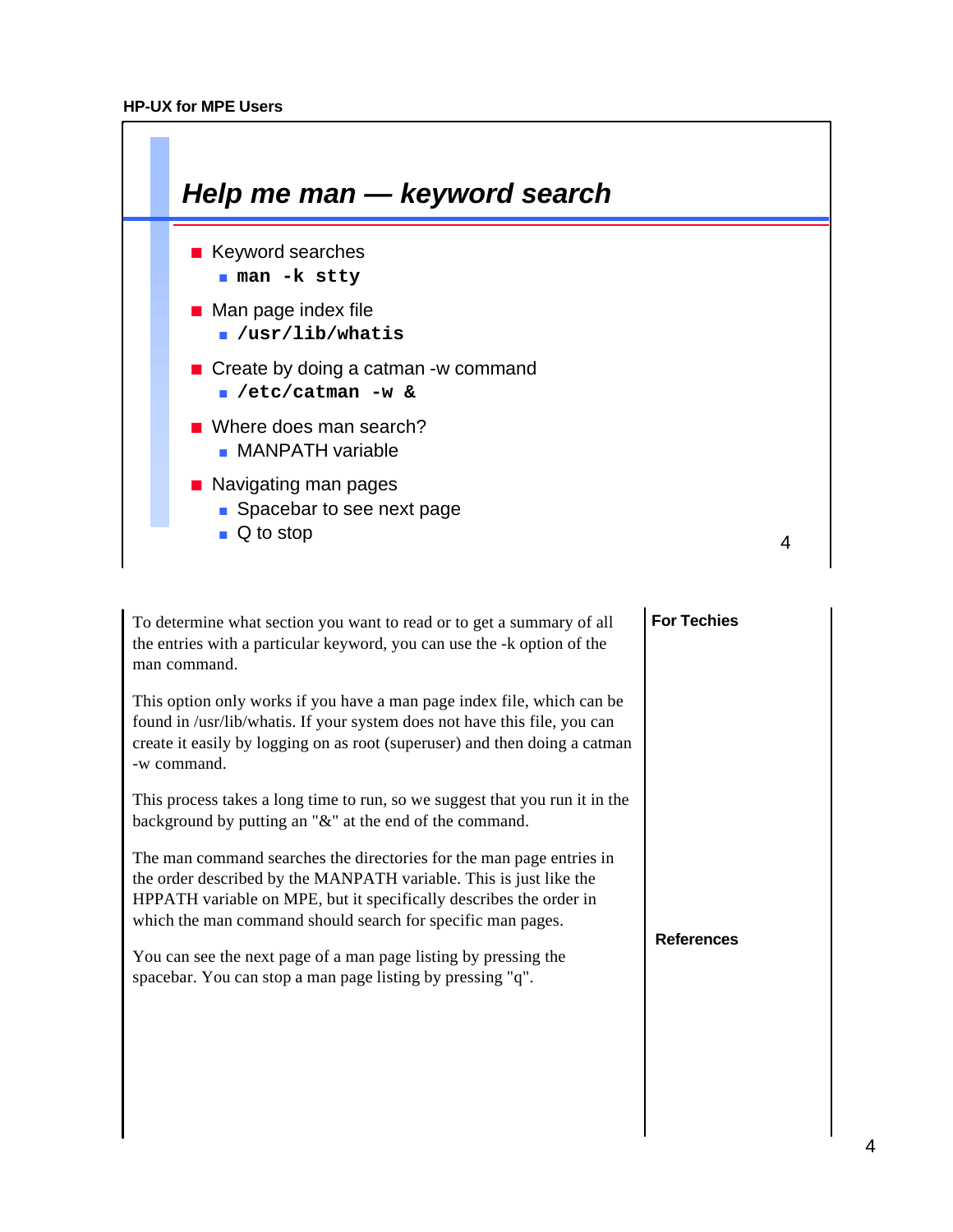## Help me man — keyword search

- Keyword searches
  - **`man -k stty`**
- Man page index file
  - **`/usr/lib/whatis`**
- Create by doing a catman -w command
  - **`/etc/catman -w &`**
- Where does man search?
  - MANPATH variable
- Navigating man pages
  - Spacebar to see next page
  - Q to stop

To determine what section you want to read or to get a summary of all the entries with a particular keyword, you can use the -k option of the man command.

This option only works if you have a man page index file, which can be found in /usr/lib/whatis. If your system does not have this file, you can create it easily by logging on as root (superuser) and then doing a catman -w command.

This process takes a long time to run, so we suggest that you run it in the background by putting an "&" at the end of the command.

The man command searches the directories for the man page entries in the order described by the MANPATH variable. This is just like the HPPATH variable on MPE, but it specifically describes the order in which the man command should search for specific man pages.

You can see the next page of a man page listing by pressing the spacebar. You can stop a man page listing by pressing "q".

**For Techies**

**References**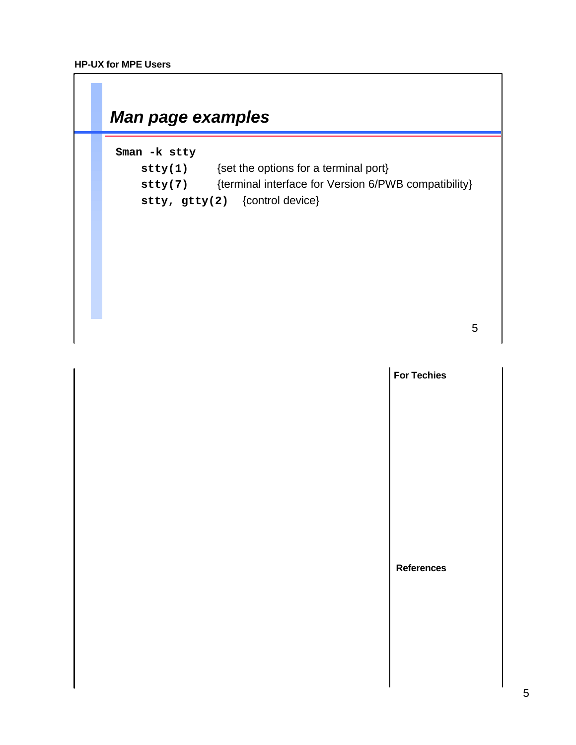## Man page examples

```
$man -k stty
    stty(1)        {set the options for a terminal port}
    stty(7)        {terminal interface for Version 6/PWB compatibility}
    stty, gtty(2)  {control device}
```

**For Techies**

**References**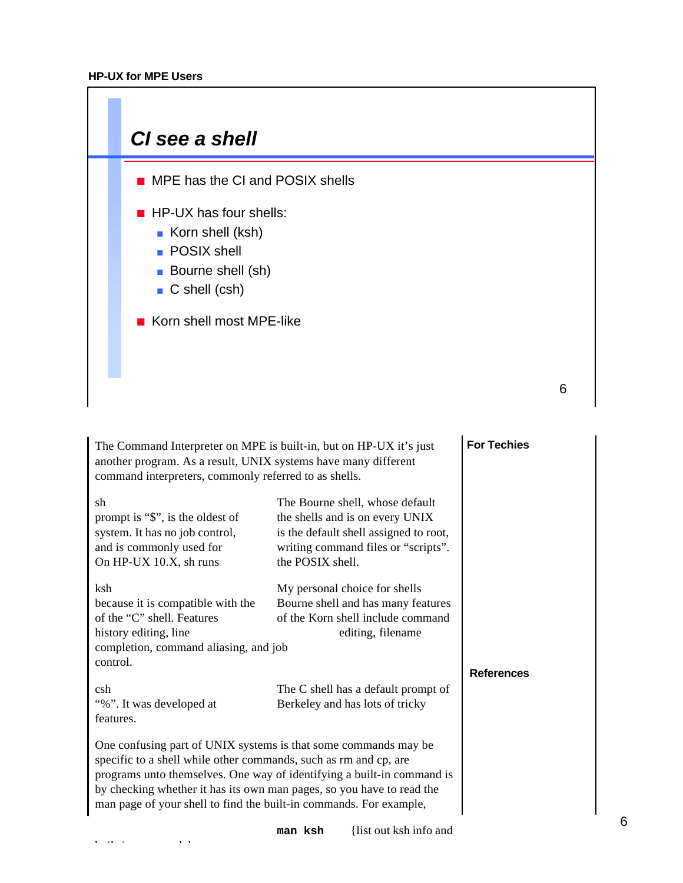# CI see a shell

- MPE has the CI and POSIX shells
- HP-UX has four shells:
  - Korn shell (ksh)
  - POSIX shell
  - Bourne shell (sh)
  - C shell (csh)
- Korn shell most MPE-like

The Command Interpreter on MPE is built-in, but on HP-UX it's just another program. As a result, UNIX systems have many different command interpreters, commonly referred to as shells.

**sh** — The Bourne shell, whose default prompt is "$", is the oldest of the shells and is on every UNIX system. It has no job control, is the default shell assigned to root, and is commonly used for writing command files or "scripts". On HP-UX 10.X, sh runs the POSIX shell.

**ksh** — My personal choice for shells because it is compatible with the Bourne shell and has many features of the "C" shell. Features of the Korn shell include command history editing, line editing, filename completion, command aliasing, and job control.

**csh** — The C shell has a default prompt of "%". It was developed at Berkeley and has lots of tricky features.

One confusing part of UNIX systems is that some commands may be specific to a shell while other commands, such as rm and cp, are programs unto themselves. One way of identifying a built-in command is by checking whether it has its own man pages, so you have to read the man page of your shell to find the built-in commands. For example,

`man ksh` {list out ksh info and built-in commands}

**For Techies**

**References**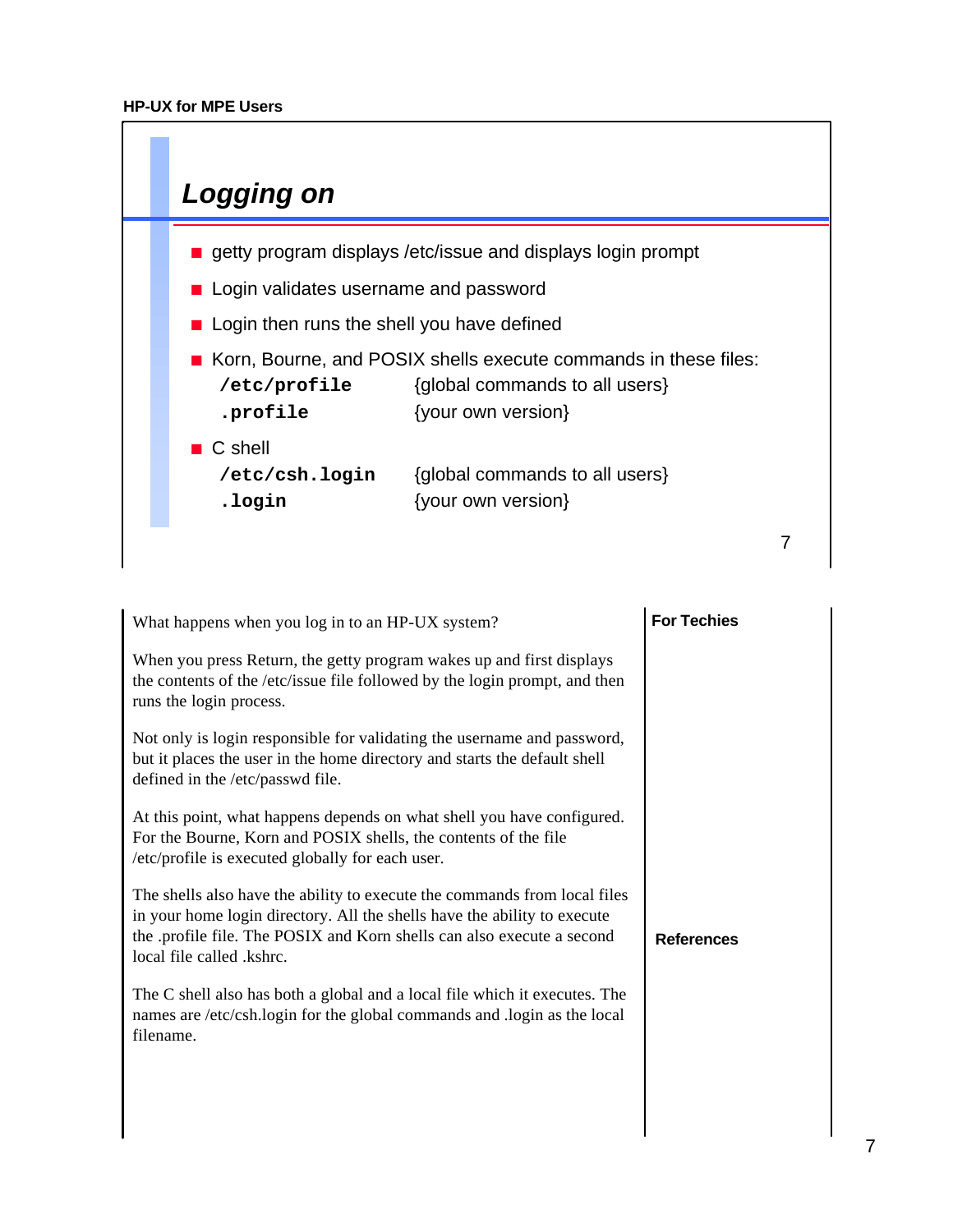## Logging on

- getty program displays /etc/issue and displays login prompt
- Login validates username and password
- Login then runs the shell you have defined
- Korn, Bourne, and POSIX shells execute commands in these files:

| | |
|---|---|
| **`/etc/profile`** | {global commands to all users} |
| **`.profile`** | {your own version} |

- C shell

| | |
|---|---|
| **`/etc/csh.login`** | {global commands to all users} |
| **`.login`** | {your own version} |

What happens when you log in to an HP-UX system?

When you press Return, the getty program wakes up and first displays the contents of the /etc/issue file followed by the login prompt, and then runs the login process.

Not only is login responsible for validating the username and password, but it places the user in the home directory and starts the default shell defined in the /etc/passwd file.

At this point, what happens depends on what shell you have configured. For the Bourne, Korn and POSIX shells, the contents of the file /etc/profile is executed globally for each user.

The shells also have the ability to execute the commands from local files in your home login directory. All the shells have the ability to execute the .profile file. The POSIX and Korn shells can also execute a second local file called .kshrc.

The C shell also has both a global and a local file which it executes. The names are /etc/csh.login for the global commands and .login as the local filename.

**For Techies**

**References**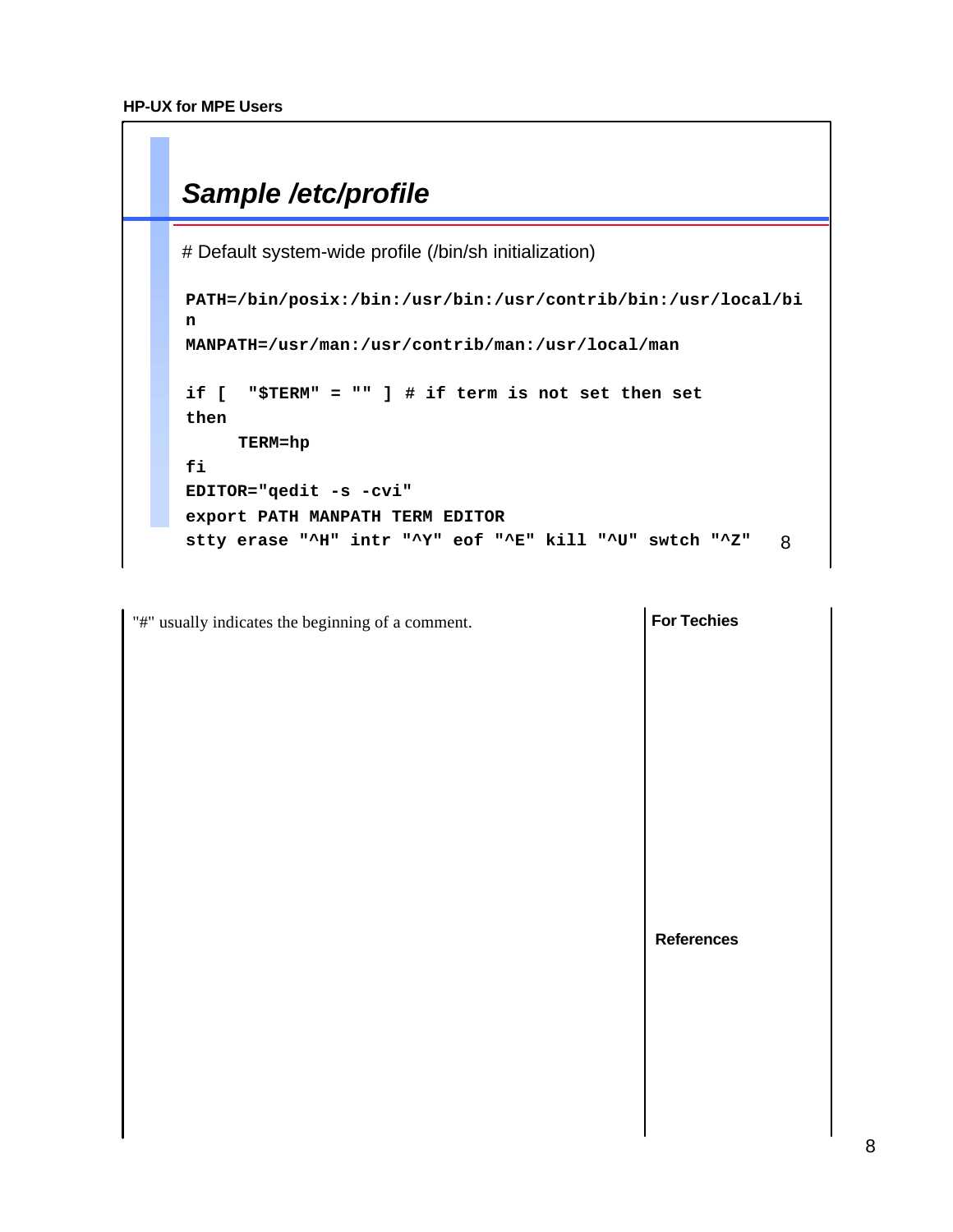## Sample /etc/profile

# Default system-wide profile (/bin/sh initialization)

```
PATH=/bin/posix:/bin:/usr/bin:/usr/contrib/bin:/usr/local/bin
MANPATH=/usr/man:/usr/contrib/man:/usr/local/man

if [  "$TERM" = "" ] # if term is not set then set
then
     TERM=hp
fi
EDITOR="qedit -s -cvi"
export PATH MANPATH TERM EDITOR
stty erase "^H" intr "^Y" eof "^E" kill "^U" swtch "^Z"
```

"#" usually indicates the beginning of a comment.

**For Techies**

**References**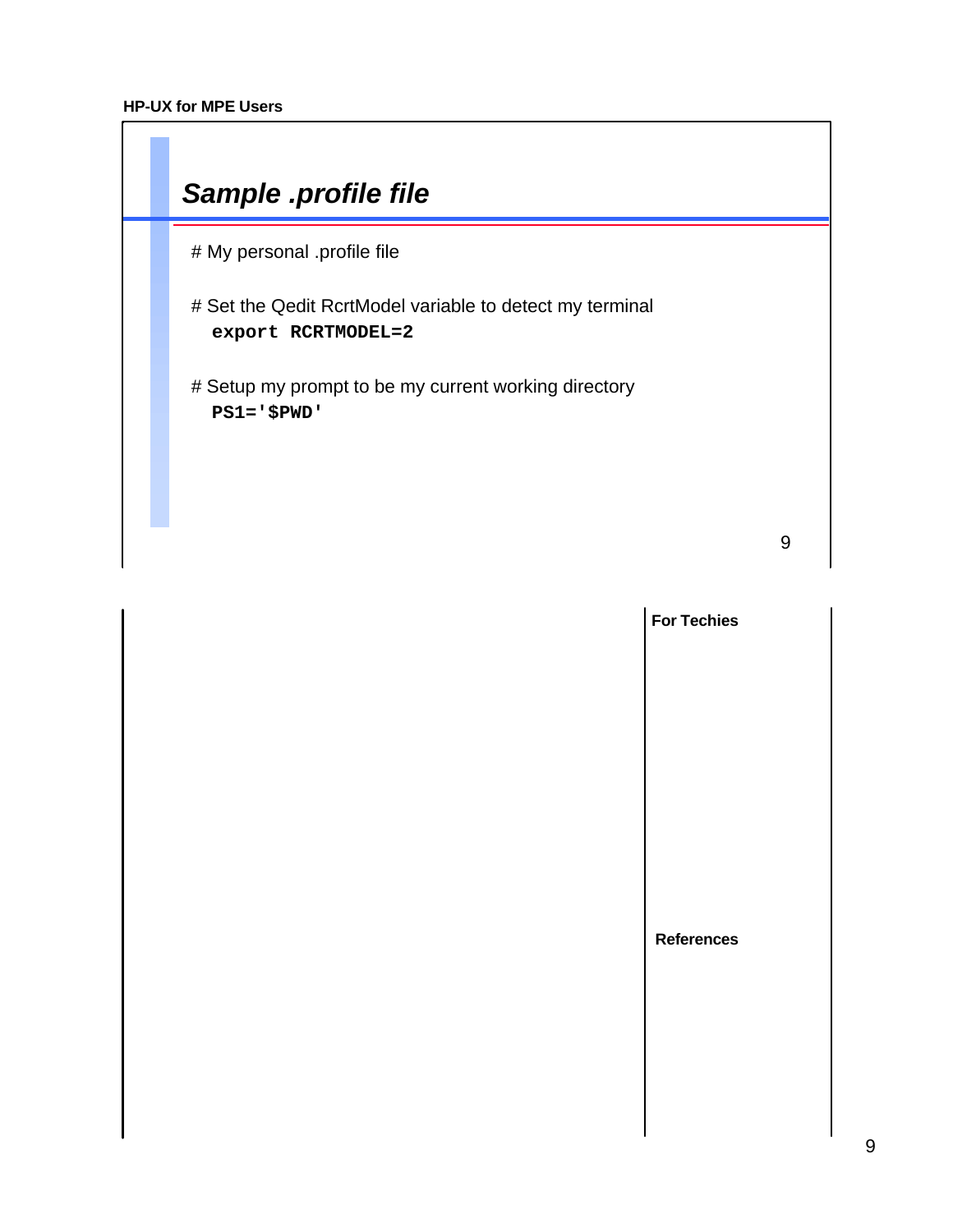## Sample .profile file

# My personal .profile file

# Set the Qedit RcrtModel variable to detect my terminal

```
export RCRTMODEL=2
```

# Setup my prompt to be my current working directory

```
PS1='$PWD'
```

**For Techies**

**References**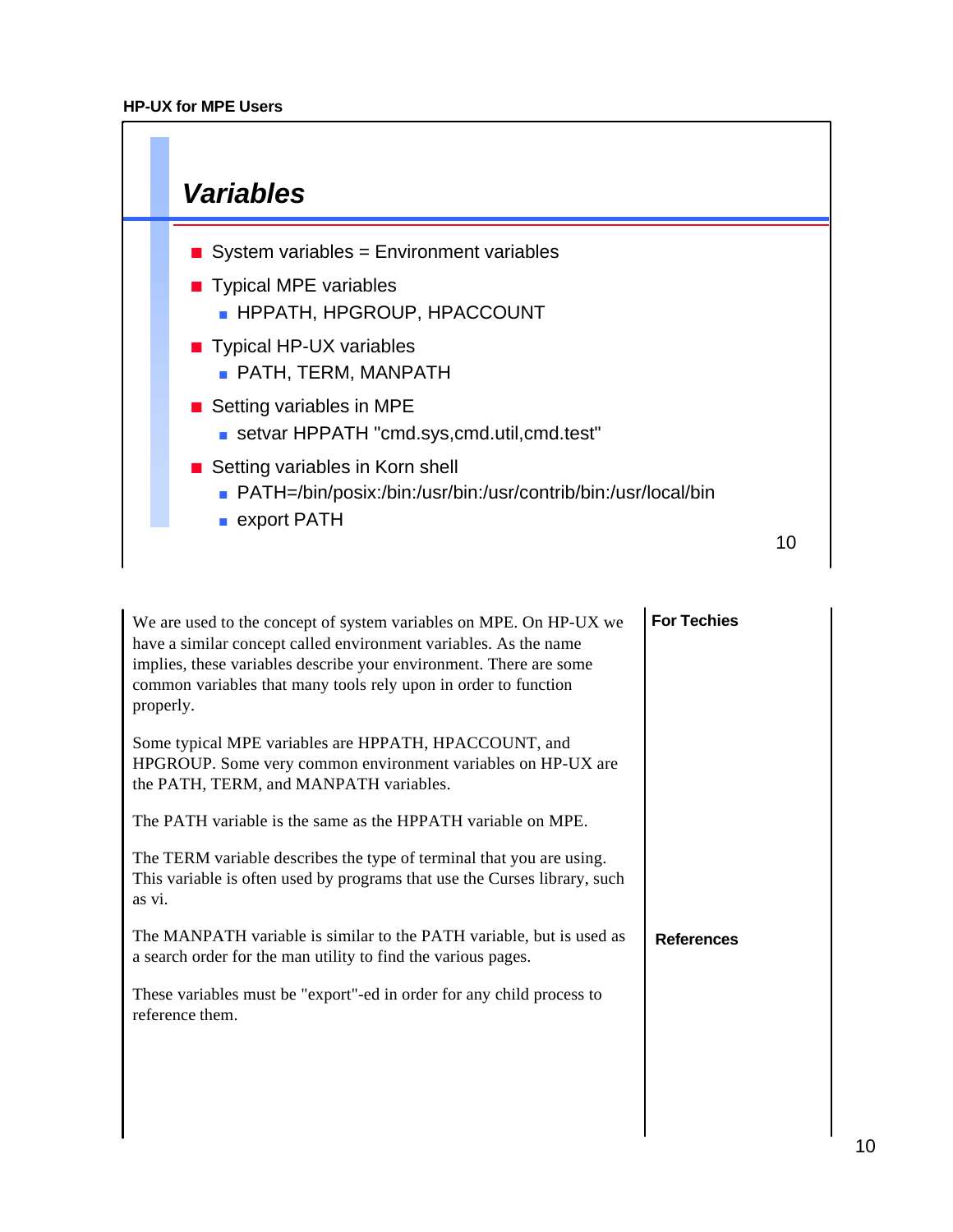## Variables

- System variables = Environment variables
- Typical MPE variables
  - HPPATH, HPGROUP, HPACCOUNT
- Typical HP-UX variables
  - PATH, TERM, MANPATH
- Setting variables in MPE
  - setvar HPPATH "cmd.sys,cmd.util,cmd.test"
- Setting variables in Korn shell
  - PATH=/bin/posix:/bin:/usr/bin:/usr/contrib/bin:/usr/local/bin
  - export PATH

We are used to the concept of system variables on MPE. On HP-UX we have a similar concept called environment variables. As the name implies, these variables describe your environment. There are some common variables that many tools rely upon in order to function properly.

Some typical MPE variables are HPPATH, HPACCOUNT, and HPGROUP. Some very common environment variables on HP-UX are the PATH, TERM, and MANPATH variables.

The PATH variable is the same as the HPPATH variable on MPE.

The TERM variable describes the type of terminal that you are using. This variable is often used by programs that use the Curses library, such as vi.

The MANPATH variable is similar to the PATH variable, but is used as a search order for the man utility to find the various pages.

These variables must be "export"-ed in order for any child process to reference them.

**For Techies**

**References**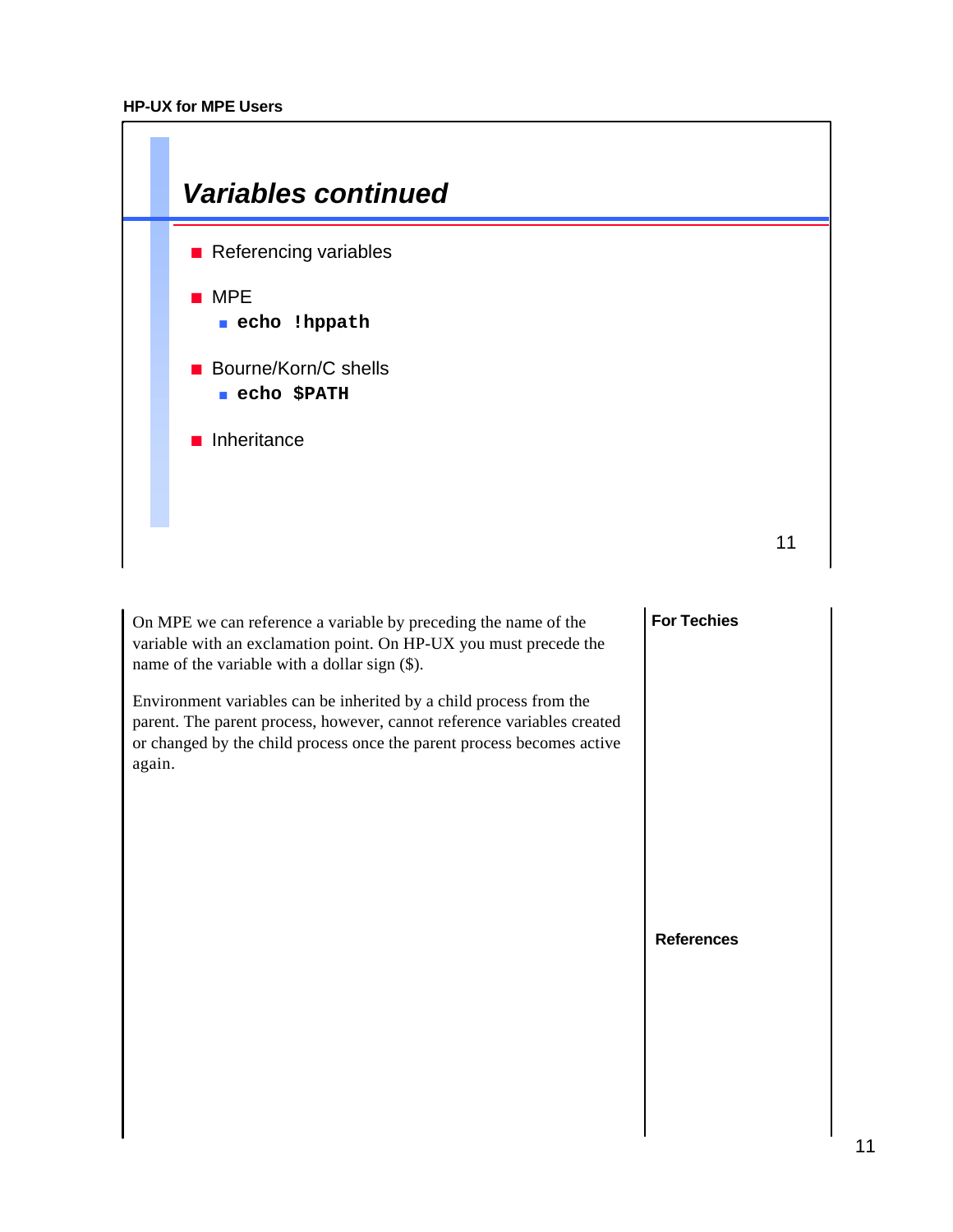## Variables continued

- Referencing variables
- MPE
  - **`echo !hppath`**
- Bourne/Korn/C shells
  - **`echo $PATH`**
- Inheritance

On MPE we can reference a variable by preceding the name of the variable with an exclamation point. On HP-UX you must precede the name of the variable with a dollar sign ($).

Environment variables can be inherited by a child process from the parent. The parent process, however, cannot reference variables created or changed by the child process once the parent process becomes active again.

**For Techies**

**References**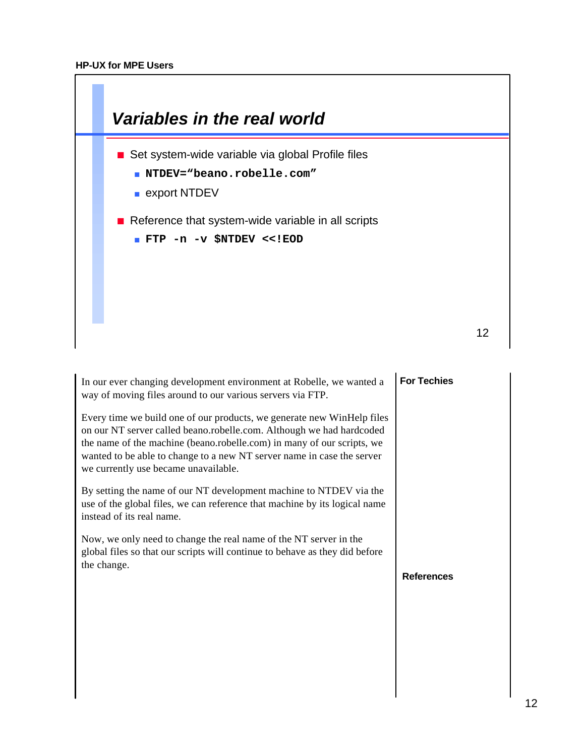## Variables in the real world

- Set system-wide variable via global Profile files
  - **`NTDEV="beano.robelle.com"`**
  - export NTDEV
- Reference that system-wide variable in all scripts
  - **`FTP -n -v $NTDEV <<!EOD`**

In our ever changing development environment at Robelle, we wanted a way of moving files around to our various servers via FTP.

Every time we build one of our products, we generate new WinHelp files on our NT server called beano.robelle.com. Although we had hardcoded the name of the machine (beano.robelle.com) in many of our scripts, we wanted to be able to change to a new NT server name in case the server we currently use became unavailable.

By setting the name of our NT development machine to NTDEV via the use of the global files, we can reference that machine by its logical name instead of its real name.

Now, we only need to change the real name of the NT server in the global files so that our scripts will continue to behave as they did before the change.

**For Techies**

**References**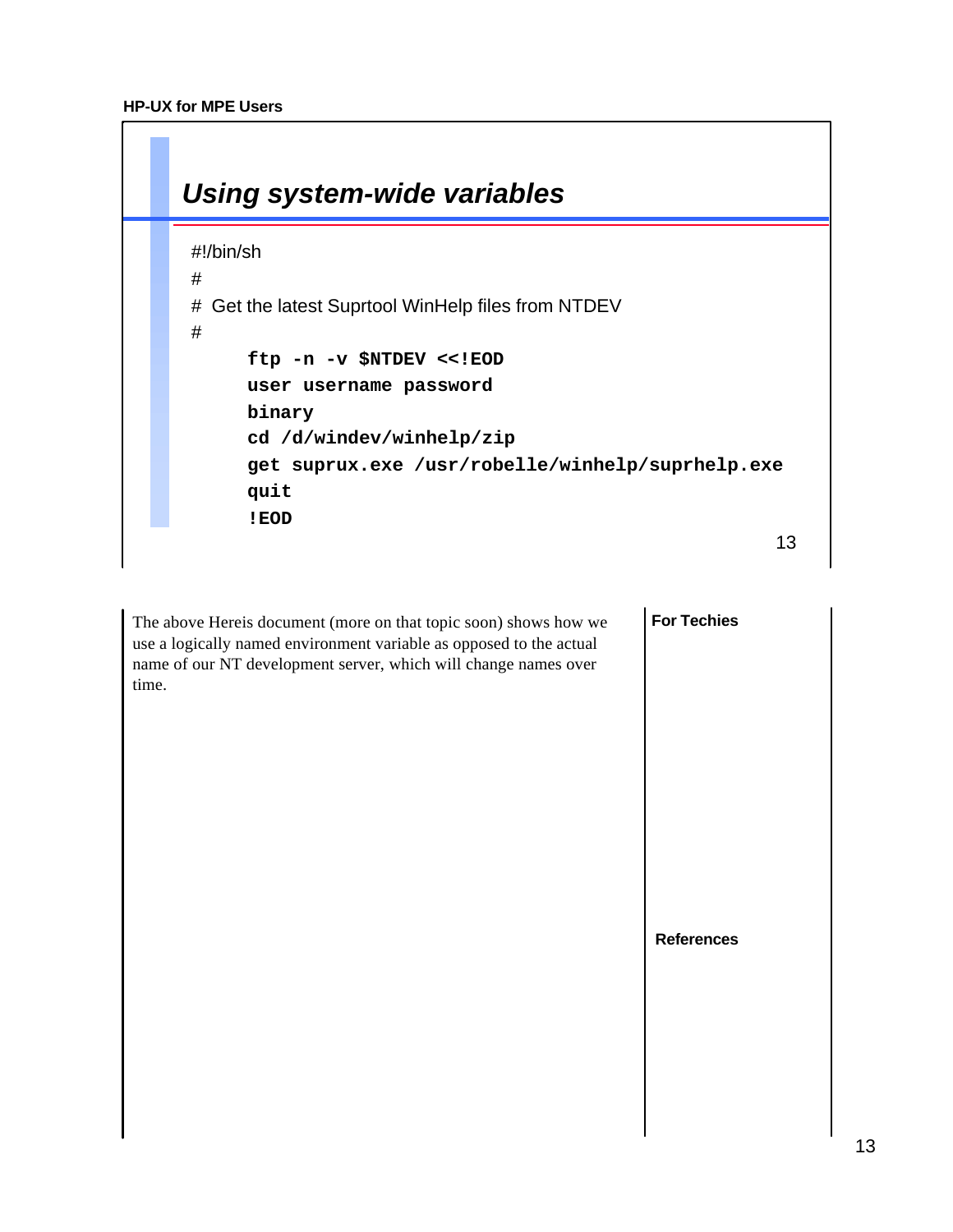## Using system-wide variables

```
#!/bin/sh
#
# Get the latest Suprtool WinHelp files from NTDEV
#
     ftp -n -v $NTDEV <<!EOD
     user username password
     binary
     cd /d/windev/winhelp/zip
     get suprux.exe /usr/robelle/winhelp/suprhelp.exe
     quit
     !EOD
```

The above Hereis document (more on that topic soon) shows how we use a logically named environment variable as opposed to the actual name of our NT development server, which will change names over time.

**For Techies**

**References**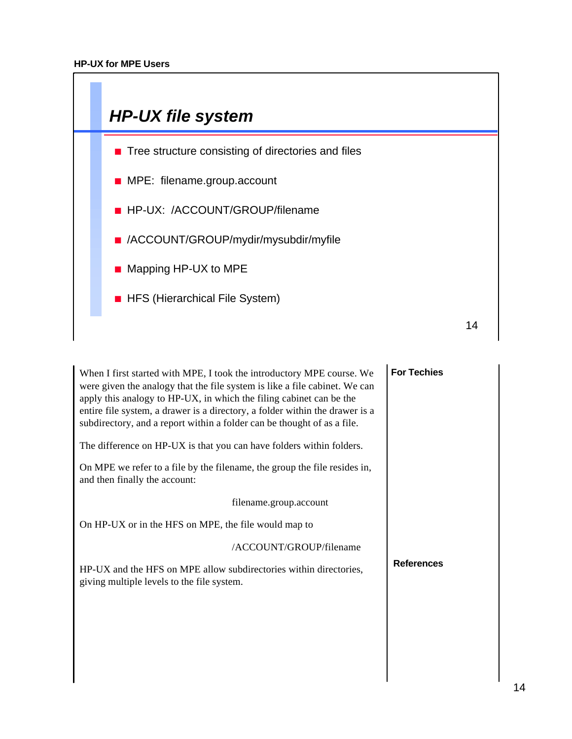# HP-UX file system

- Tree structure consisting of directories and files
- MPE:  filename.group.account
- HP-UX:  /ACCOUNT/GROUP/filename
- /ACCOUNT/GROUP/mydir/mysubdir/myfile
- Mapping HP-UX to MPE
- HFS (Hierarchical File System)

When I first started with MPE, I took the introductory MPE course. We were given the analogy that the file system is like a file cabinet. We can apply this analogy to HP-UX, in which the filing cabinet can be the entire file system, a drawer is a directory, a folder within the drawer is a subdirectory, and a report within a folder can be thought of as a file.

The difference on HP-UX is that you can have folders within folders.

On MPE we refer to a file by the filename, the group the file resides in, and then finally the account:

filename.group.account

On HP-UX or in the HFS on MPE, the file would map to

/ACCOUNT/GROUP/filename

HP-UX and the HFS on MPE allow subdirectories within directories, giving multiple levels to the file system.

**For Techies**

**References**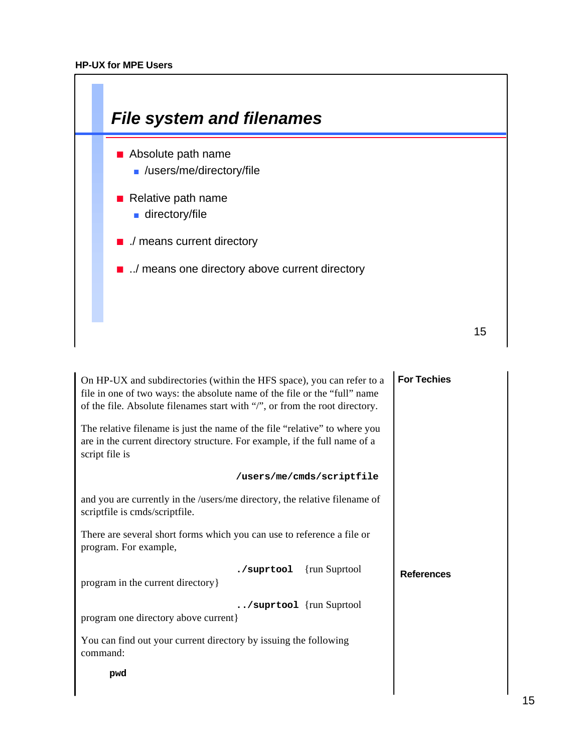## File system and filenames

- Absolute path name
  - /users/me/directory/file
- Relative path name
  - directory/file
- ./ means current directory
- ../ means one directory above current directory

On HP-UX and subdirectories (within the HFS space), you can refer to a file in one of two ways: the absolute name of the file or the "full" name of the file. Absolute filenames start with "/", or from the root directory.

The relative filename is just the name of the file "relative" to where you are in the current directory structure. For example, if the full name of a script file is

```
/users/me/cmds/scriptfile
```

and you are currently in the /users/me directory, the relative filename of scriptfile is cmds/scriptfile.

There are several short forms which you can use to reference a file or program. For example,

**./suprtool** {run Suprtool program in the current directory}

**../suprtool** {run Suprtool program one directory above current}

You can find out your current directory by issuing the following command:

```
pwd
```

**For Techies**

**References**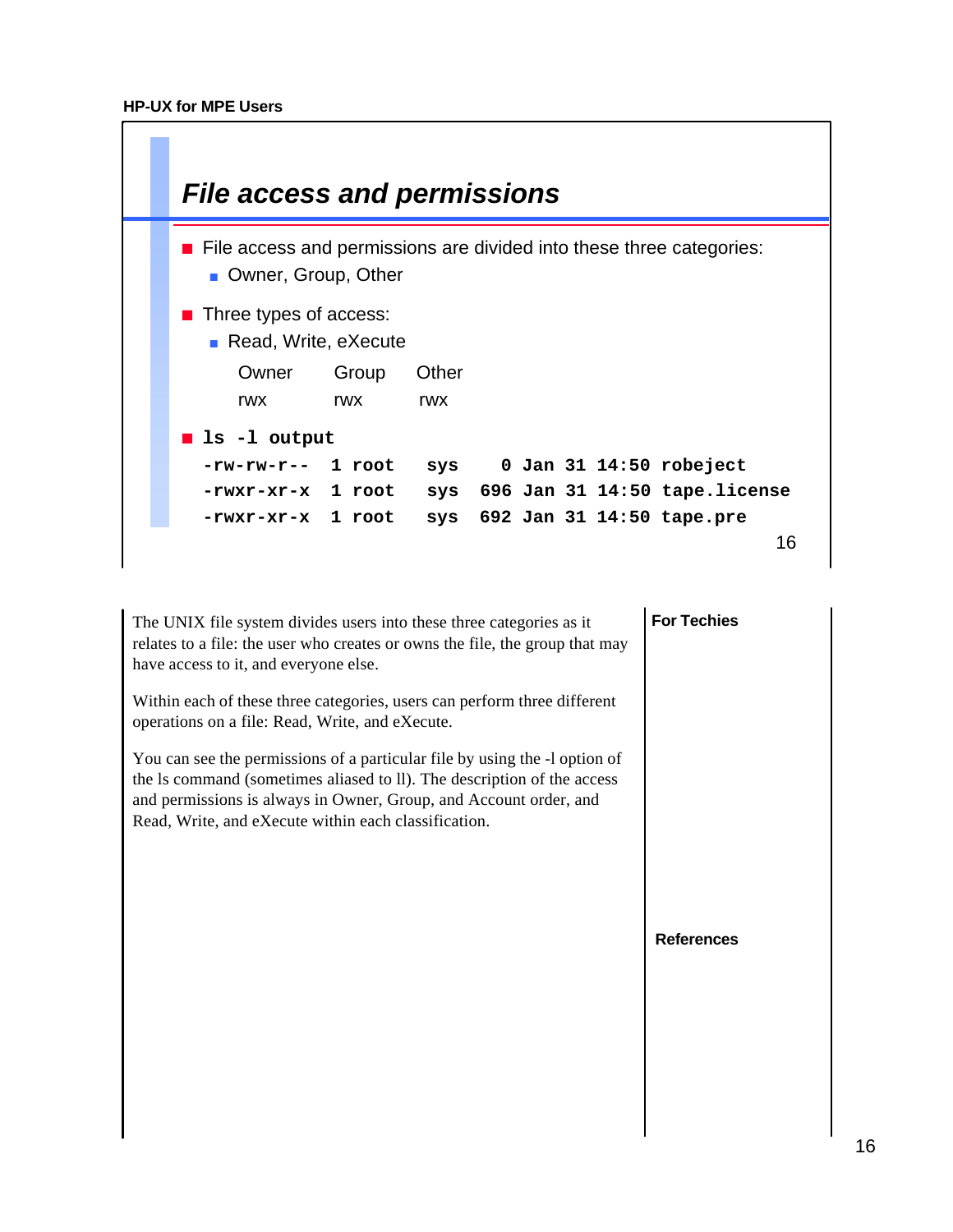## File access and permissions

- File access and permissions are divided into these three categories:
  - Owner, Group, Other
- Three types of access:
  - Read, Write, eXecute

| Owner | Group | Other |
|---|---|---|
| rwx | rwx | rwx |

- **ls -l output**

```
-rw-rw-r--  1 root   sys    0 Jan 31 14:50 robeject
-rwxr-xr-x  1 root   sys  696 Jan 31 14:50 tape.license
-rwxr-xr-x  1 root   sys  692 Jan 31 14:50 tape.pre
```

The UNIX file system divides users into these three categories as it relates to a file: the user who creates or owns the file, the group that may have access to it, and everyone else.

Within each of these three categories, users can perform three different operations on a file: Read, Write, and eXecute.

You can see the permissions of a particular file by using the -l option of the ls command (sometimes aliased to ll). The description of the access and permissions is always in Owner, Group, and Account order, and Read, Write, and eXecute within each classification.

**For Techies**

**References**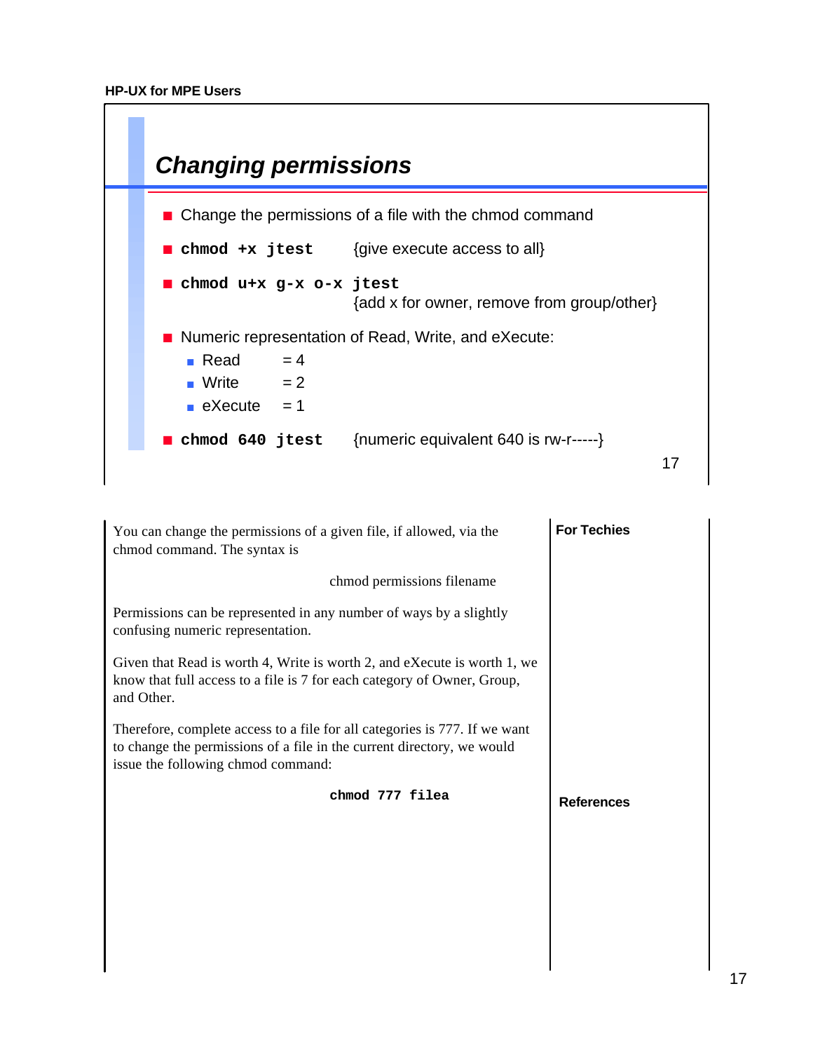## Changing permissions

- Change the permissions of a file with the chmod command
- **`chmod +x jtest`** {give execute access to all}
- **`chmod u+x g-x o-x jtest`**
  {add x for owner, remove from group/other}
- Numeric representation of Read, Write, and eXecute:
  - Read = 4
  - Write = 2
  - eXecute = 1
- **`chmod 640 jtest`** {numeric equivalent 640 is rw-r-----}

You can change the permissions of a given file, if allowed, via the chmod command. The syntax is

chmod permissions filename

Permissions can be represented in any number of ways by a slightly confusing numeric representation.

Given that Read is worth 4, Write is worth 2, and eXecute is worth 1, we know that full access to a file is 7 for each category of Owner, Group, and Other.

Therefore, complete access to a file for all categories is 777. If we want to change the permissions of a file in the current directory, we would issue the following chmod command:

```
chmod 777 filea
```

**For Techies**

**References**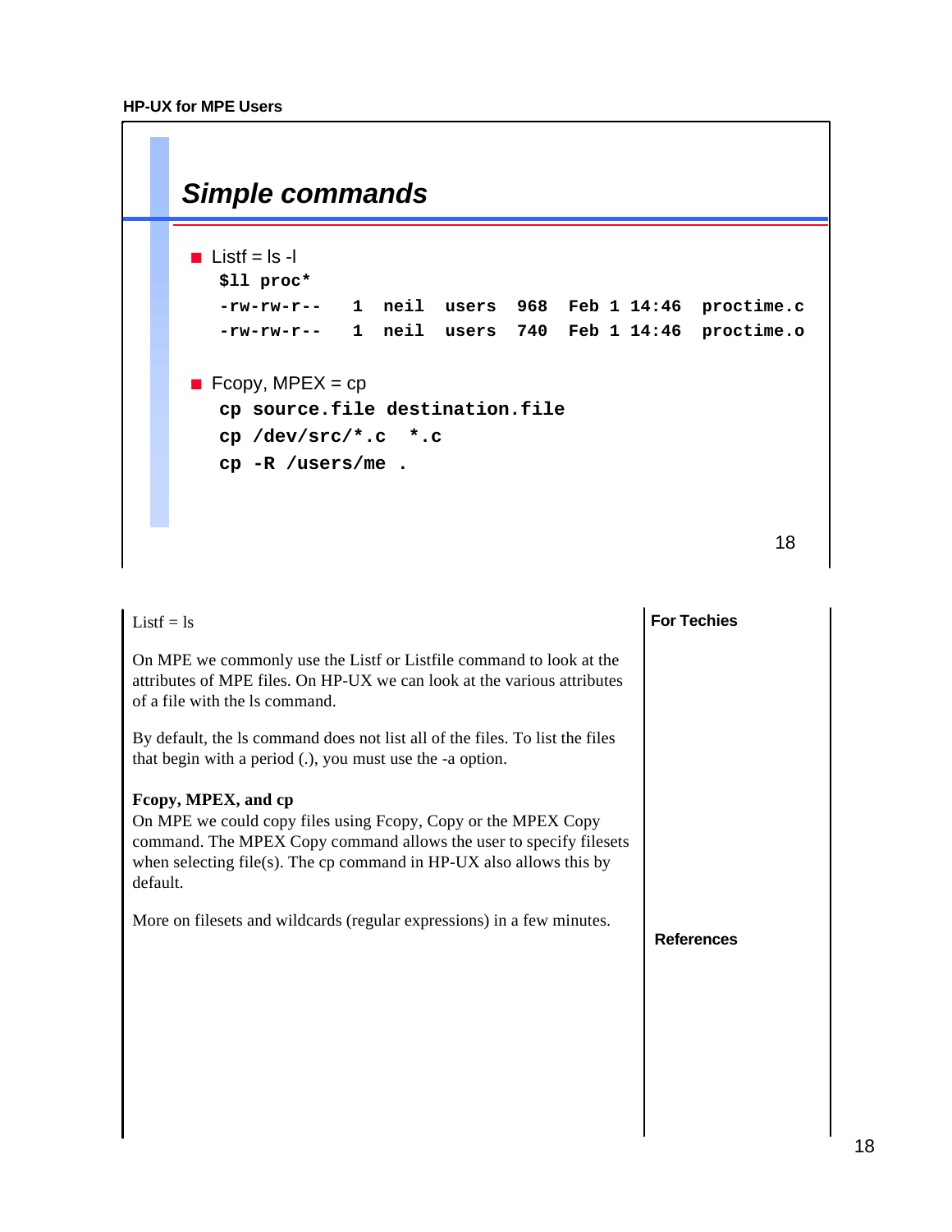## Simple commands

- Listf = ls -l

```
$ll proc*
-rw-rw-r--   1  neil  users  968  Feb 1 14:46  proctime.c
-rw-rw-r--   1  neil  users  740  Feb 1 14:46  proctime.o
```

- Fcopy, MPEX = cp

```
cp source.file destination.file
cp /dev/src/*.c  *.c
cp -R /users/me .
```

Listf = ls

On MPE we commonly use the Listf or Listfile command to look at the attributes of MPE files. On HP-UX we can look at the various attributes of a file with the ls command.

By default, the ls command does not list all of the files. To list the files that begin with a period (.), you must use the -a option.

**Fcopy, MPEX, and cp**

On MPE we could copy files using Fcopy, Copy or the MPEX Copy command. The MPEX Copy command allows the user to specify filesets when selecting file(s). The cp command in HP-UX also allows this by default.

More on filesets and wildcards (regular expressions) in a few minutes.

**For Techies**

**References**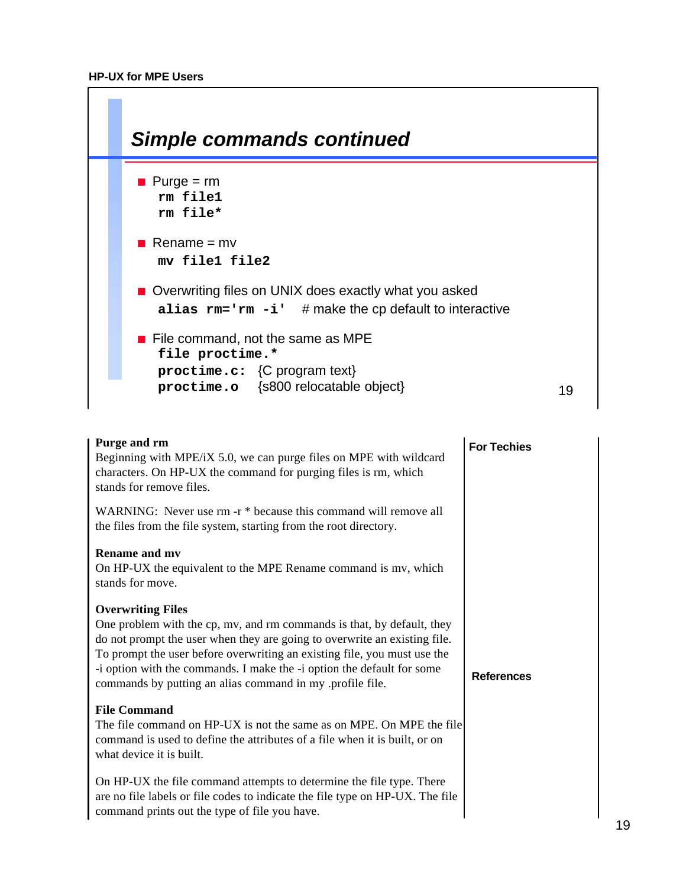## Simple commands continued

- Purge = rm

```
rm file1
rm file*
```

- Rename = mv

```
mv file1 file2
```

- Overwriting files on UNIX does exactly what you asked

```
alias rm='rm -i'   # make the cp default to interactive
```

- File command, not the same as MPE

```
file proctime.*
proctime.c:  {C program text}
proctime.o   {s800 relocatable object}
```

**Purge and rm**
Beginning with MPE/iX 5.0, we can purge files on MPE with wildcard characters. On HP-UX the command for purging files is rm, which stands for remove files.

WARNING: Never use rm -r * because this command will remove all the files from the file system, starting from the root directory.

**Rename and mv**
On HP-UX the equivalent to the MPE Rename command is mv, which stands for move.

**Overwriting Files**
One problem with the cp, mv, and rm commands is that, by default, they do not prompt the user when they are going to overwrite an existing file. To prompt the user before overwriting an existing file, you must use the -i option with the commands. I make the -i option the default for some commands by putting an alias command in my .profile file.

**File Command**
The file command on HP-UX is not the same as on MPE. On MPE the file command is used to define the attributes of a file when it is built, or on what device it is built.

On HP-UX the file command attempts to determine the file type. There are no file labels or file codes to indicate the file type on HP-UX. The file command prints out the type of file you have.

**For Techies**

**References**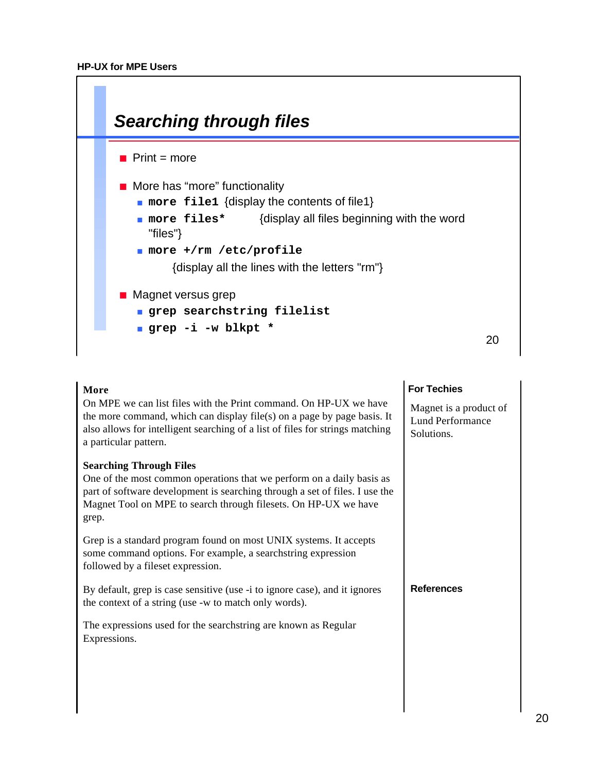## Searching through files

- Print = more
- More has “more” functionality
  - **`more file1`** {display the contents of file1}
  - **`more files*`** {display all files beginning with the word "files"}
  - **`more +/rm /etc/profile`**
    {display all the lines with the letters "rm"}
- Magnet versus grep
  - **`grep searchstring filelist`**
  - **`grep -i -w blkpt *`**

**More**

On MPE we can list files with the Print command. On HP-UX we have the more command, which can display file(s) on a page by page basis. It also allows for intelligent searching of a list of files for strings matching a particular pattern.

**Searching Through Files**

One of the most common operations that we perform on a daily basis as part of software development is searching through a set of files. I use the Magnet Tool on MPE to search through filesets. On HP-UX we have grep.

Grep is a standard program found on most UNIX systems. It accepts some command options. For example, a searchstring expression followed by a fileset expression.

By default, grep is case sensitive (use -i to ignore case), and it ignores the context of a string (use -w to match only words).

The expressions used for the searchstring are known as Regular Expressions.

**For Techies**

Magnet is a product of Lund Performance Solutions.

**References**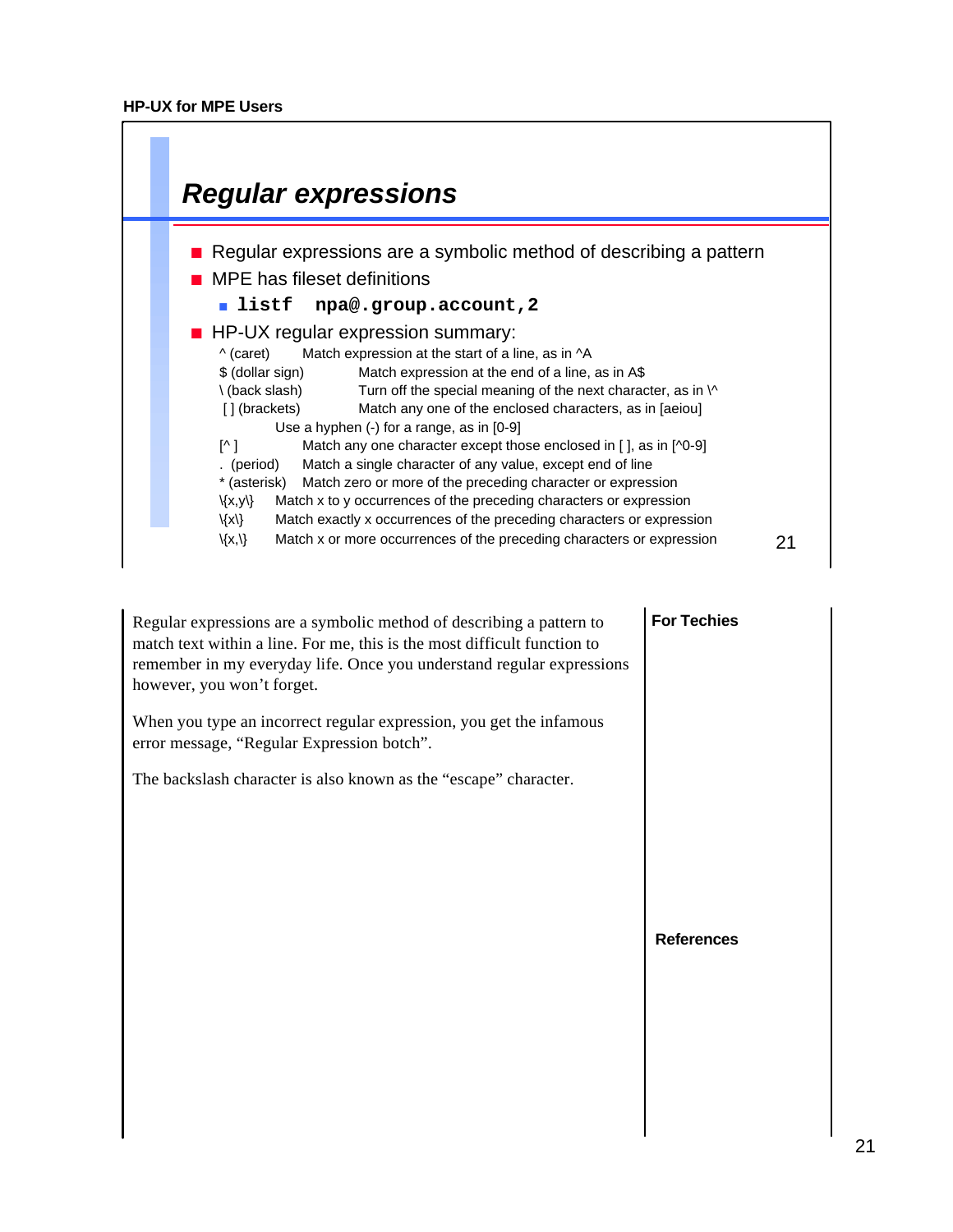## Regular expressions

- Regular expressions are a symbolic method of describing a pattern
- MPE has fileset definitions
  - **`listf npa@.group.account,2`**
- HP-UX regular expression summary:

| Symbol | Meaning |
|---|---|
| ^ (caret) | Match expression at the start of a line, as in ^A |
| $ (dollar sign) | Match expression at the end of a line, as in A$ |
| \ (back slash) | Turn off the special meaning of the next character, as in \^ |
| [ ] (brackets) | Match any one of the enclosed characters, as in [aeiou] Use a hyphen (-) for a range, as in [0-9] |
| [^ ] | Match any one character except those enclosed in [ ], as in [^0-9] |
| . (period) | Match a single character of any value, except end of line |
| * (asterisk) | Match zero or more of the preceding character or expression |
| \{x,y\} | Match x to y occurrences of the preceding characters or expression |
| \{x\} | Match exactly x occurrences of the preceding characters or expression |
| \{x,\} | Match x or more occurrences of the preceding characters or expression |

Regular expressions are a symbolic method of describing a pattern to match text within a line. For me, this is the most difficult function to remember in my everyday life. Once you understand regular expressions however, you won’t forget.

When you type an incorrect regular expression, you get the infamous error message, “Regular Expression botch”.

The backslash character is also known as the “escape” character.

**For Techies**

**References**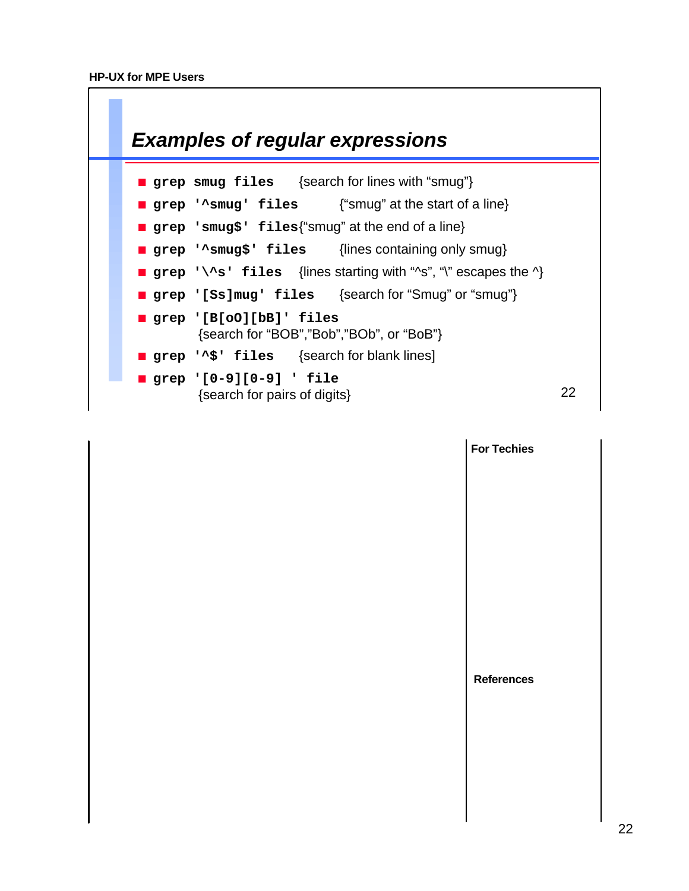## Examples of regular expressions

- **`grep smug files`** {search for lines with “smug”}
- **`grep '^smug' files`** {“smug” at the start of a line}
- **`grep 'smug$' files`** {“smug” at the end of a line}
- **`grep '^smug$' files`** {lines containing only smug}
- **`grep '\^s' files`** {lines starting with “^s”, “\” escapes the ^}
- **`grep '[Ss]mug' files`** {search for “Smug” or “smug”}
- **`grep '[B[oO][bB]' files`**
  {search for “BOB”,”Bob”,”BOb”, or “BoB”}
- **`grep '^$' files`** {search for blank lines]
- **`grep '[0-9][0-9] ' file`**
  {search for pairs of digits}

**For Techies**

**References**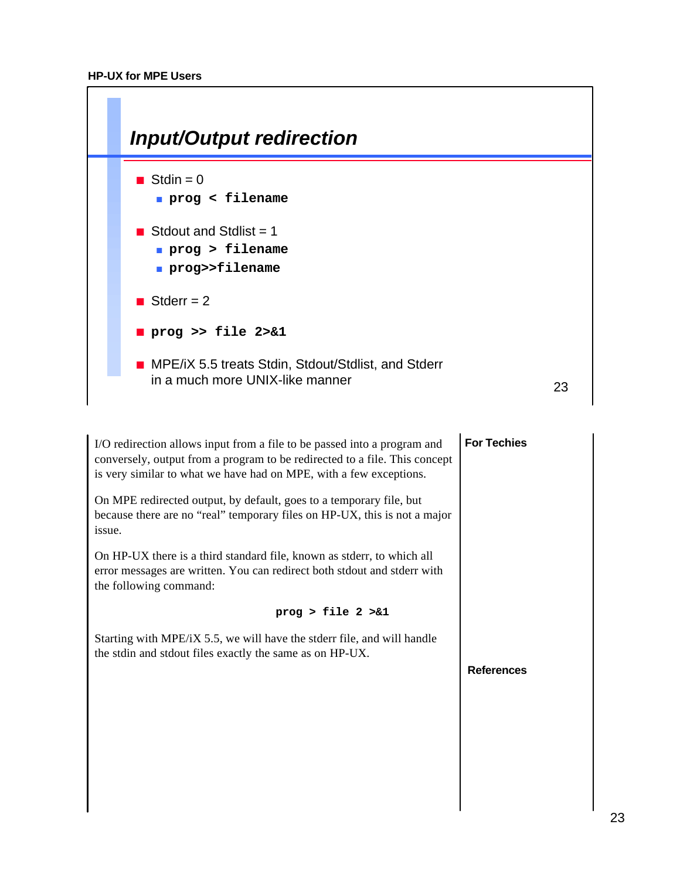# Input/Output redirection

- Stdin = 0
  - **`prog < filename`**
- Stdout and Stdlist = 1
  - **`prog > filename`**
  - **`prog>>filename`**
- Stderr = 2
- **`prog >> file 2>&1`**
- MPE/iX 5.5 treats Stdin, Stdout/Stdlist, and Stderr in a much more UNIX-like manner

I/O redirection allows input from a file to be passed into a program and conversely, output from a program to be redirected to a file. This concept is very similar to what we have had on MPE, with a few exceptions.

On MPE redirected output, by default, goes to a temporary file, but because there are no "real" temporary files on HP-UX, this is not a major issue.

On HP-UX there is a third standard file, known as stderr, to which all error messages are written. You can redirect both stdout and stderr with the following command:

```
prog > file 2 >&1
```

Starting with MPE/iX 5.5, we will have the stderr file, and will handle the stdin and stdout files exactly the same as on HP-UX.

**For Techies**

**References**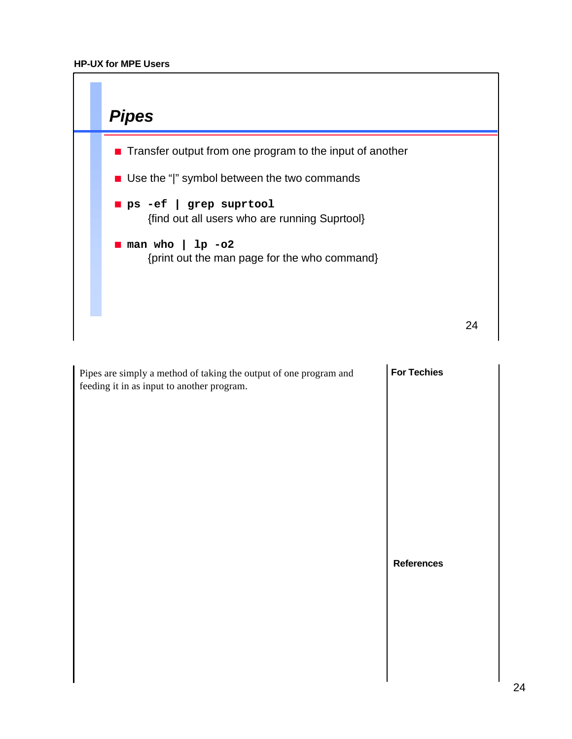## Pipes

- Transfer output from one program to the input of another
- Use the “|” symbol between the two commands
- **`ps -ef | grep suprtool`**
  {find out all users who are running Suprtool}
- **`man who | lp -o2`**
  {print out the man page for the who command}

Pipes are simply a method of taking the output of one program and feeding it in as input to another program.

**For Techies**

**References**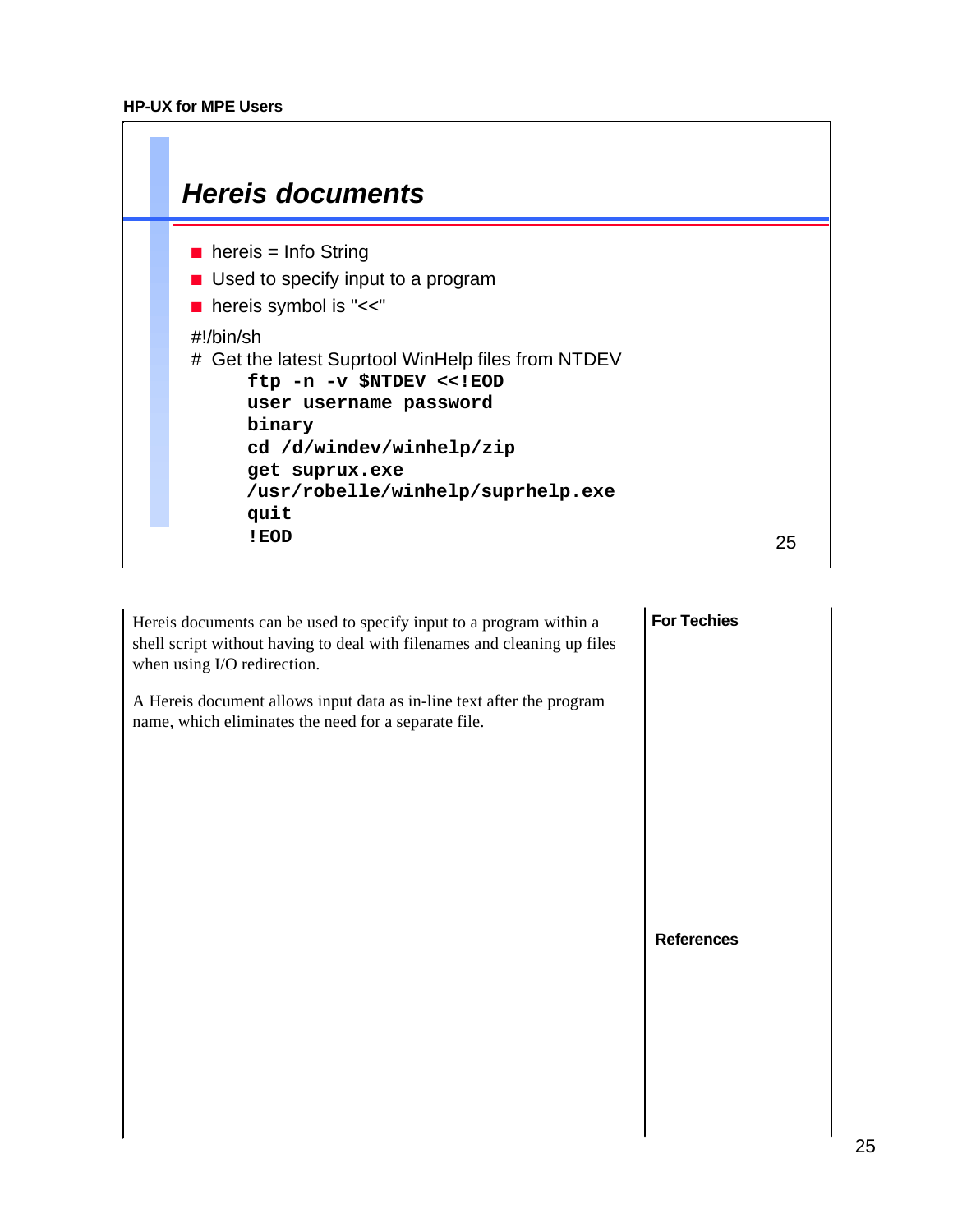## Hereis documents

- hereis = Info String
- Used to specify input to a program
- hereis symbol is "<<"

```
#!/bin/sh
# Get the latest Suprtool WinHelp files from NTDEV
     ftp -n -v $NTDEV <<!EOD
     user username password
     binary
     cd /d/windev/winhelp/zip
     get suprux.exe
     /usr/robelle/winhelp/suprhelp.exe
     quit
     !EOD
```

Hereis documents can be used to specify input to a program within a shell script without having to deal with filenames and cleaning up files when using I/O redirection.

A Hereis document allows input data as in-line text after the program name, which eliminates the need for a separate file.

**For Techies**

**References**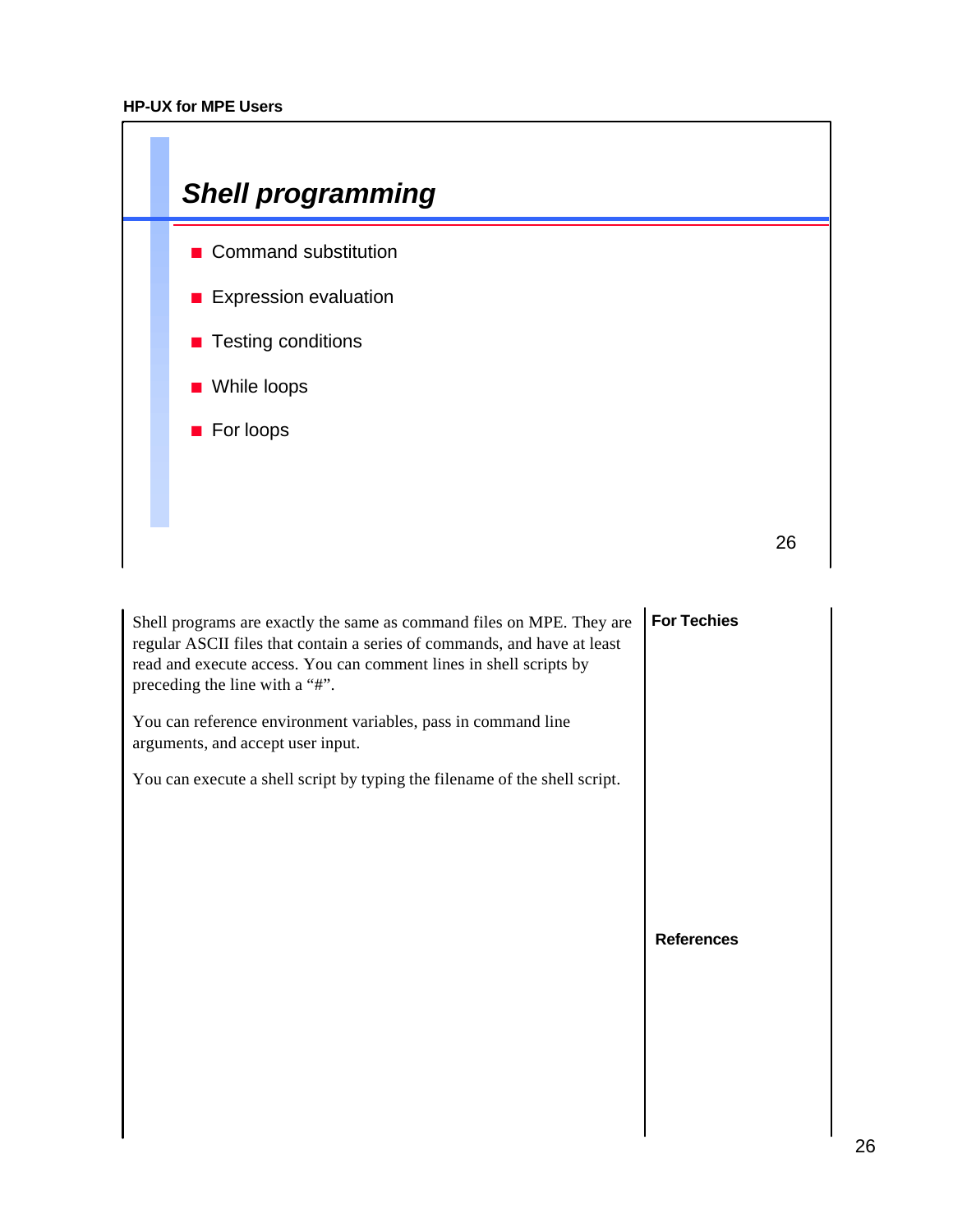## Shell programming

- Command substitution
- Expression evaluation
- Testing conditions
- While loops
- For loops

Shell programs are exactly the same as command files on MPE. They are regular ASCII files that contain a series of commands, and have at least read and execute access. You can comment lines in shell scripts by preceding the line with a “#”.

You can reference environment variables, pass in command line arguments, and accept user input.

You can execute a shell script by typing the filename of the shell script.

**For Techies**

**References**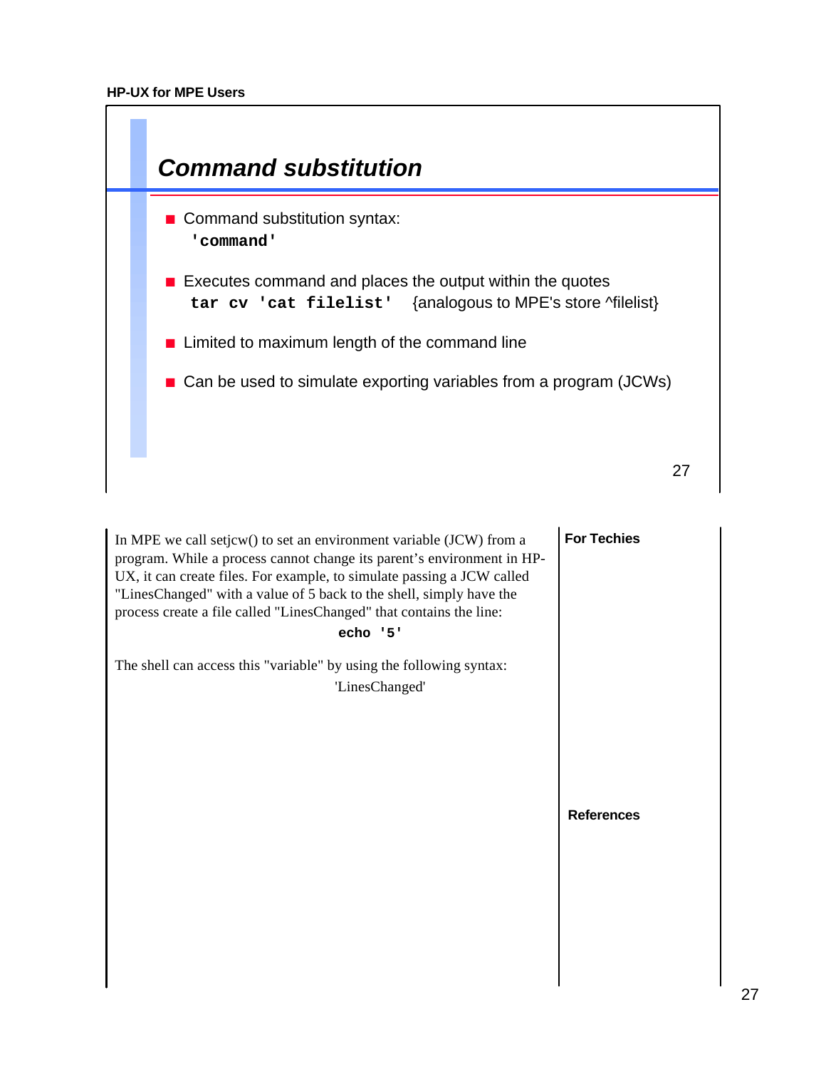## Command substitution

- Command substitution syntax:
  `'command'`
- Executes command and places the output within the quotes
  `tar cv 'cat filelist'`   {analogous to MPE's store ^filelist}
- Limited to maximum length of the command line
- Can be used to simulate exporting variables from a program (JCWs)

In MPE we call setjcw() to set an environment variable (JCW) from a program. While a process cannot change its parent's environment in HP-UX, it can create files. For example, to simulate passing a JCW called "LinesChanged" with a value of 5 back to the shell, simply have the process create a file called "LinesChanged" that contains the line:

```
echo '5'
```

The shell can access this "variable" by using the following syntax:

'LinesChanged'

**For Techies**

**References**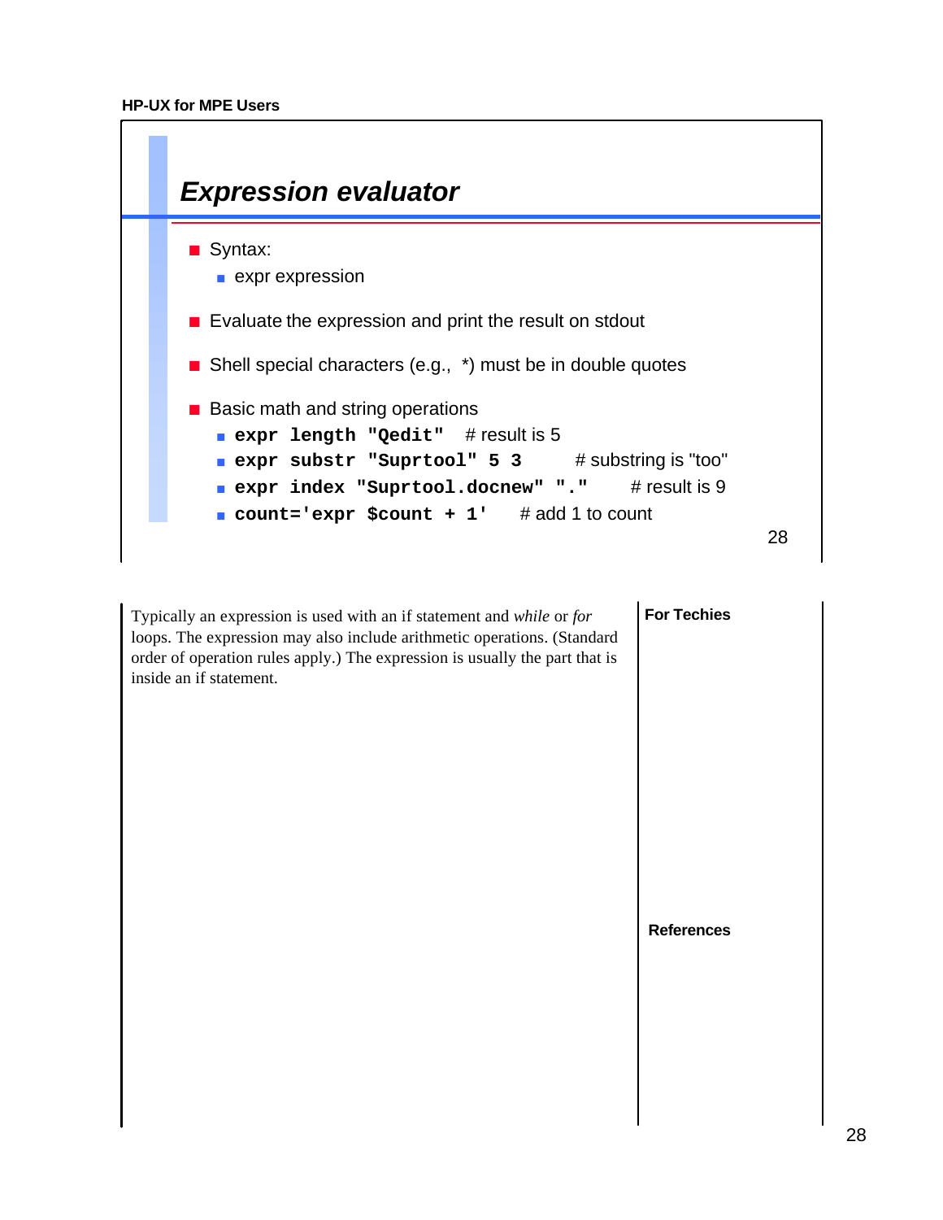# Expression evaluator

- Syntax:
  - expr expression
- Evaluate the expression and print the result on stdout
- Shell special characters (e.g., *) must be in double quotes
- Basic math and string operations
  - **`expr length "Qedit"`** # result is 5
  - **`expr substr "Suprtool" 5 3`** # substring is "too"
  - **`expr index "Suprtool.docnew" "."`** # result is 9
  - **`count='expr $count + 1'`** # add 1 to count

Typically an expression is used with an if statement and *while* or *for* loops. The expression may also include arithmetic operations. (Standard order of operation rules apply.) The expression is usually the part that is inside an if statement.

**For Techies**

**References**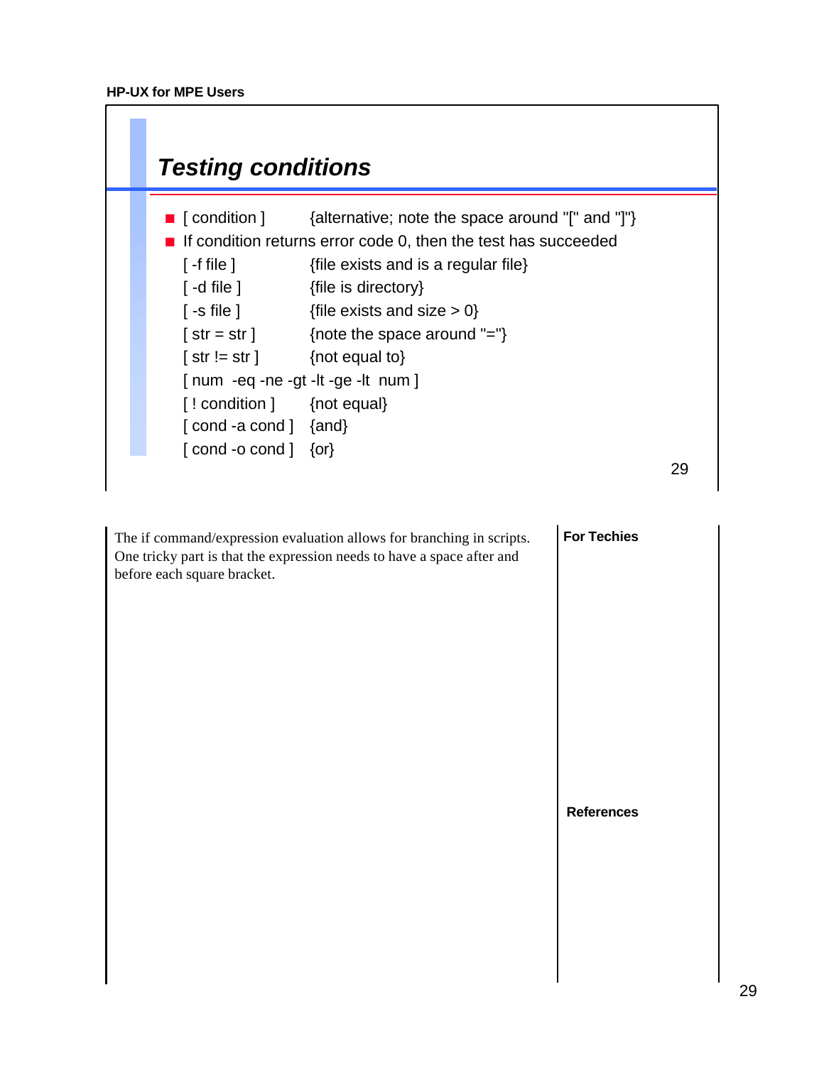## Testing conditions

- [ condition ] {alternative; note the space around "[" and "]"}
- If condition returns error code 0, then the test has succeeded

| | |
|---|---|
| [ -f file ] | {file exists and is a regular file} |
| [ -d file ] | {file is directory} |
| [ -s file ] | {file exists and size > 0} |
| [ str = str ] | {note the space around "="} |
| [ str != str ] | {not equal to} |
| [ num -eq -ne -gt -lt -ge -lt num ] | |
| [ ! condition ] | {not equal} |
| [ cond -a cond ] | {and} |
| [ cond -o cond ] | {or} |

The if command/expression evaluation allows for branching in scripts. One tricky part is that the expression needs to have a space after and before each square bracket.

**For Techies**

**References**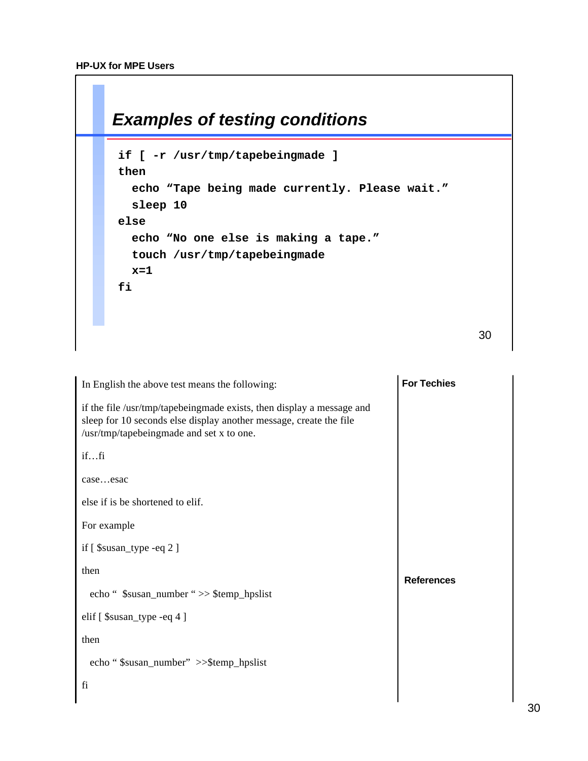## *Examples of testing conditions*

```
if [ -r /usr/tmp/tapebeingmade ]
then
  echo "Tape being made currently. Please wait."
  sleep 10
else
  echo "No one else is making a tape."
  touch /usr/tmp/tapebeingmade
  x=1
fi
```

In English the above test means the following:

if the file /usr/tmp/tapebeingmade exists, then display a message and sleep for 10 seconds else display another message, create the file /usr/tmp/tapebeingmade and set x to one.

if…fi

case…esac

else if is be shortened to elif.

For example

```
if [ $susan_type -eq 2 ]
then
  echo "  $susan_number " >> $temp_hpslist
elif [ $susan_type -eq 4 ]
then
  echo " $susan_number"  >>$temp_hpslist
fi
```

**For Techies**

**References**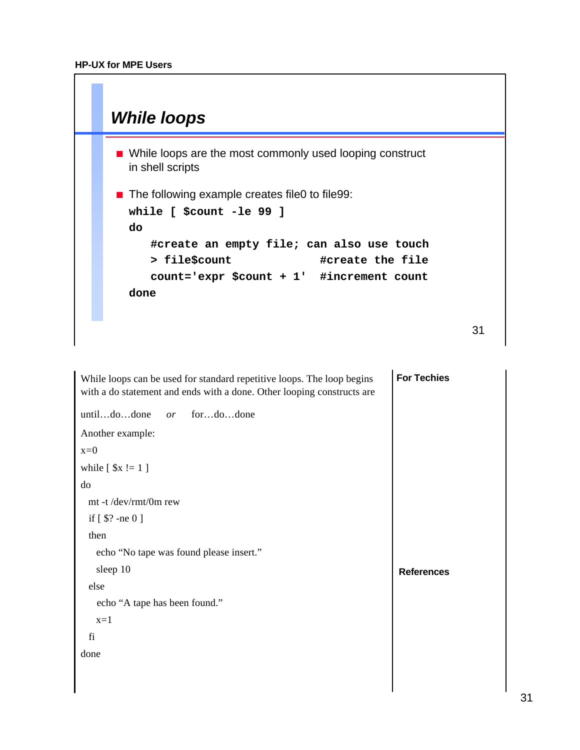## While loops

- While loops are the most commonly used looping construct in shell scripts
- The following example creates file0 to file99:

```
while [ $count -le 99 ]
do
   #create an empty file; can also use touch
   > file$count              #create the file
   count='expr $count + 1'   #increment count
done
```

While loops can be used for standard repetitive loops. The loop begins with a do statement and ends with a done. Other looping constructs are

until…do…done *or* for…do…done

Another example:

```
x=0
while [ $x != 1 ]
do
  mt -t /dev/rmt/0m rew
  if [ $? -ne 0 ]
  then
    echo “No tape was found please insert.”
    sleep 10
  else
    echo “A tape has been found.”
    x=1
  fi
done
```

**For Techies**

**References**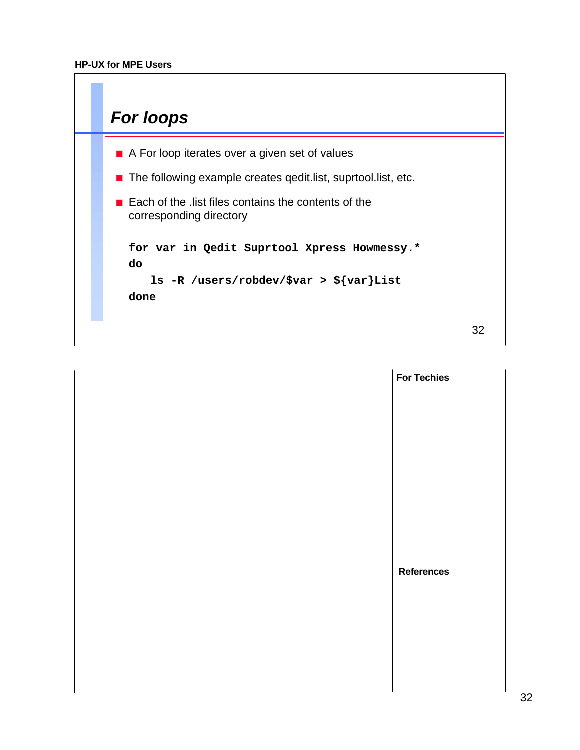## For loops

- A For loop iterates over a given set of values
- The following example creates qedit.list, suprtool.list, etc.
- Each of the .list files contains the contents of the corresponding directory

```
for var in Qedit Suprtool Xpress Howmessy.*
do
   ls -R /users/robdev/$var > ${var}List
done
```

**For Techies**

**References**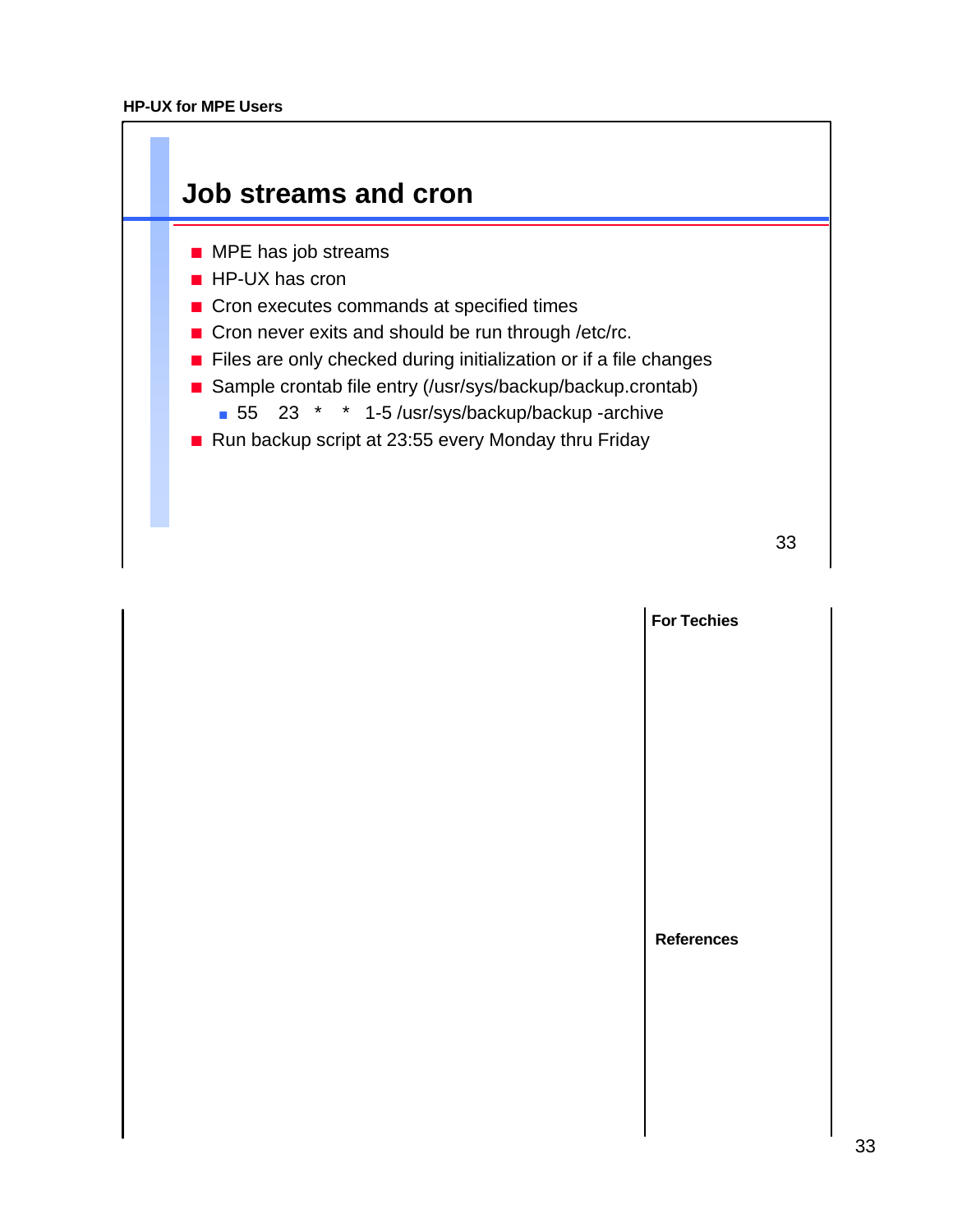# Job streams and cron

- MPE has job streams
- HP-UX has cron
- Cron executes commands at specified times
- Cron never exits and should be run through /etc/rc.
- Files are only checked during initialization or if a file changes
- Sample crontab file entry (/usr/sys/backup/backup.crontab)
  - 55 23 * * 1-5 /usr/sys/backup/backup -archive
- Run backup script at 23:55 every Monday thru Friday

**For Techies**

**References**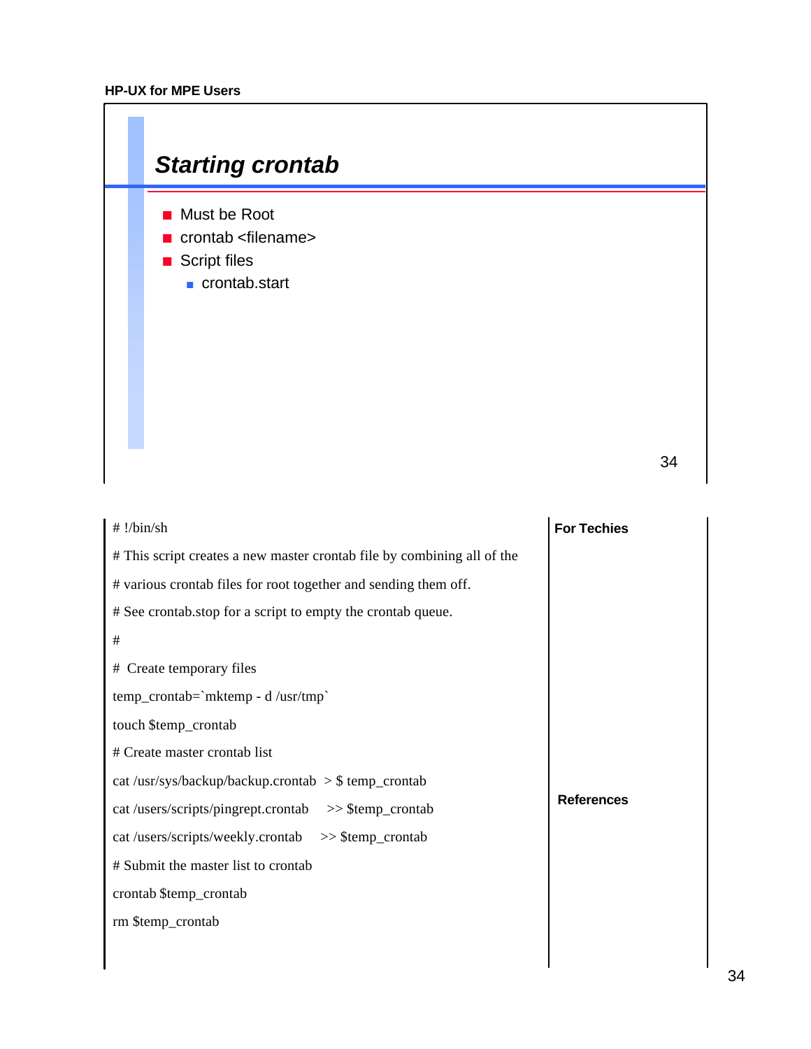## Starting crontab

- Must be Root
- crontab <filename>
- Script files
  - crontab.start

```
# !/bin/sh
# This script creates a new master crontab file by combining all of the
# various crontab files for root together and sending them off.
# See crontab.stop for a script to empty the crontab queue.
#
#  Create temporary files
temp_crontab=`mktemp - d /usr/tmp`
touch $temp_crontab
# Create master crontab list
cat /usr/sys/backup/backup.crontab  > $ temp_crontab
cat /users/scripts/pingrept.crontab     >> $temp_crontab
cat /users/scripts/weekly.crontab     >> $temp_crontab
# Submit the master list to crontab
crontab $temp_crontab
rm $temp_crontab
```

**For Techies**

**References**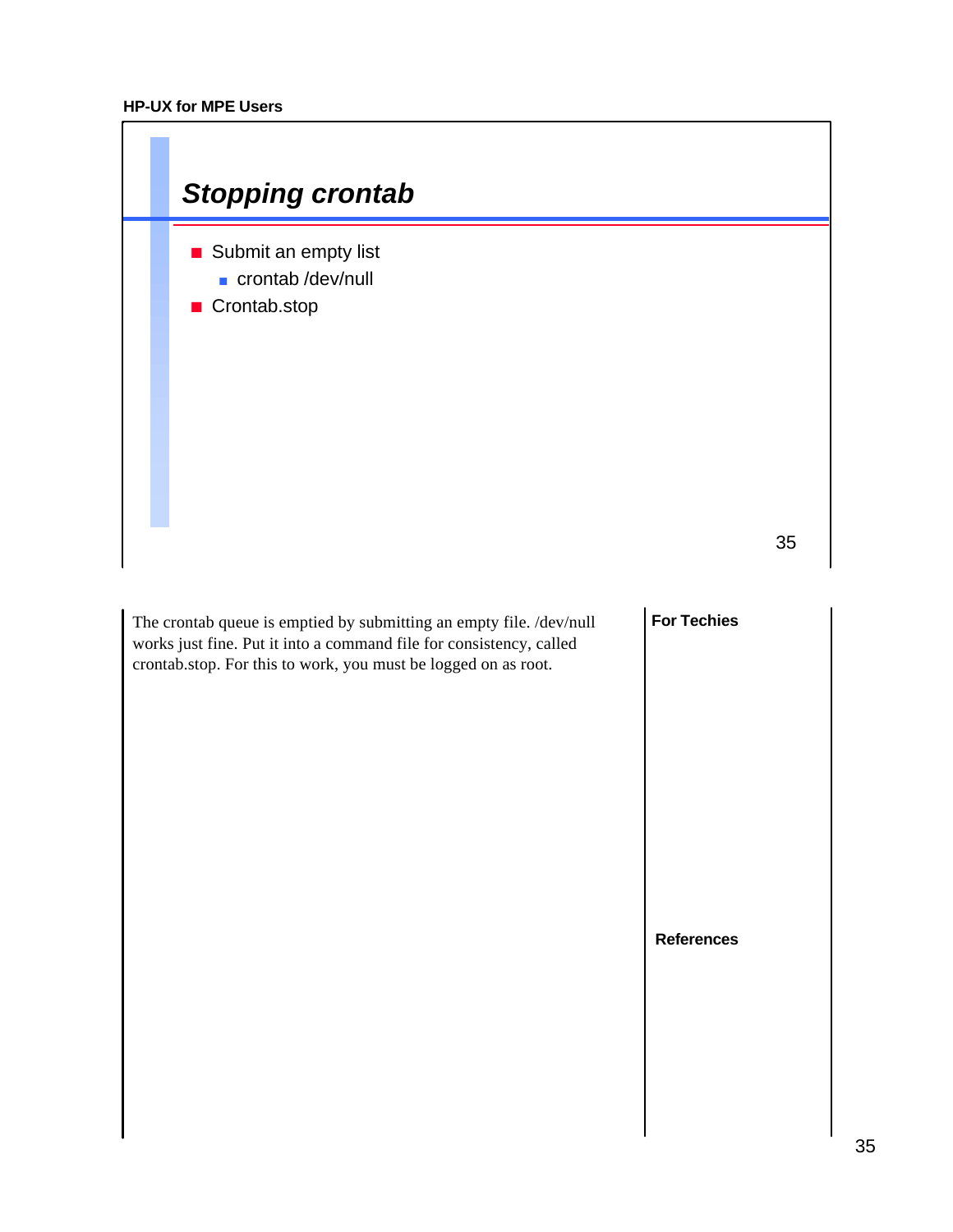## Stopping crontab

- Submit an empty list
  - crontab /dev/null
- Crontab.stop

The crontab queue is emptied by submitting an empty file. /dev/null works just fine. Put it into a command file for consistency, called crontab.stop. For this to work, you must be logged on as root.

**For Techies**

**References**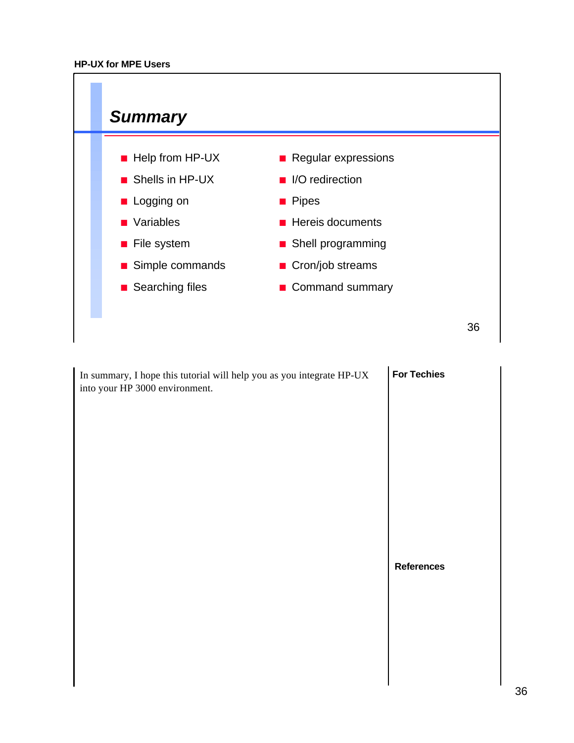## Summary

- Help from HP-UX
- Shells in HP-UX
- Logging on
- Variables
- File system
- Simple commands
- Searching files
- Regular expressions
- I/O redirection
- Pipes
- Hereis documents
- Shell programming
- Cron/job streams
- Command summary

In summary, I hope this tutorial will help you as you integrate HP-UX into your HP 3000 environment.

**For Techies**

**References**